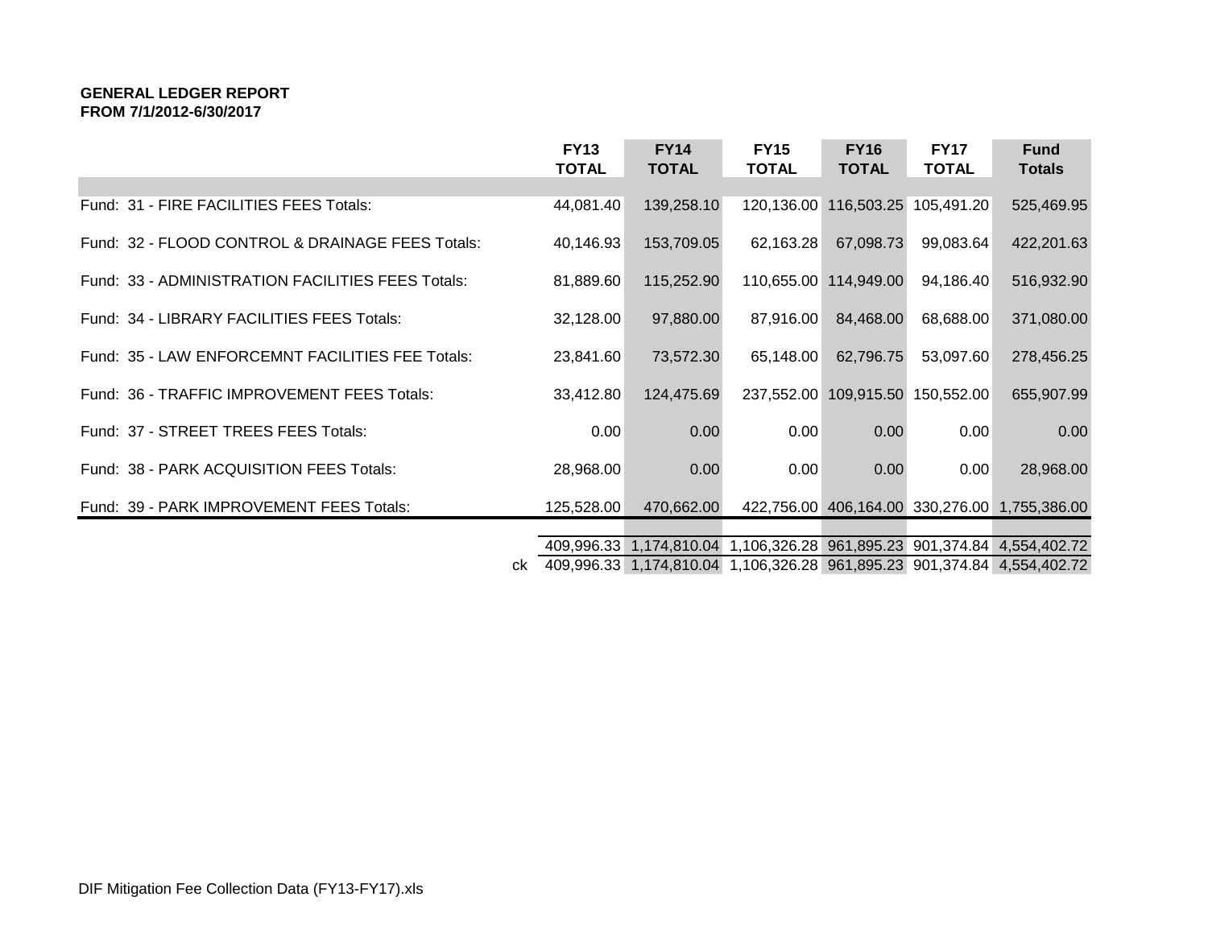**GENERAL LEDGER REPORT**
**FROM 7/1/2012-6/30/2017**

| | FY13 TOTAL | FY14 TOTAL | FY15 TOTAL | FY16 TOTAL | FY17 TOTAL | Fund Totals |
|---|---|---|---|---|---|---|
| Fund: 31 - FIRE FACILITIES FEES Totals: | 44,081.40 | 139,258.10 | 120,136.00 | 116,503.25 | 105,491.20 | 525,469.95 |
| Fund: 32 - FLOOD CONTROL & DRAINAGE FEES Totals: | 40,146.93 | 153,709.05 | 62,163.28 | 67,098.73 | 99,083.64 | 422,201.63 |
| Fund: 33 - ADMINISTRATION FACILITIES FEES Totals: | 81,889.60 | 115,252.90 | 110,655.00 | 114,949.00 | 94,186.40 | 516,932.90 |
| Fund: 34 - LIBRARY FACILITIES FEES Totals: | 32,128.00 | 97,880.00 | 87,916.00 | 84,468.00 | 68,688.00 | 371,080.00 |
| Fund: 35 - LAW ENFORCEMNT FACILITIES FEE Totals: | 23,841.60 | 73,572.30 | 65,148.00 | 62,796.75 | 53,097.60 | 278,456.25 |
| Fund: 36 - TRAFFIC IMPROVEMENT FEES Totals: | 33,412.80 | 124,475.69 | 237,552.00 | 109,915.50 | 150,552.00 | 655,907.99 |
| Fund: 37 - STREET TREES FEES Totals: | 0.00 | 0.00 | 0.00 | 0.00 | 0.00 | 0.00 |
| Fund: 38 - PARK ACQUISITION FEES Totals: | 28,968.00 | 0.00 | 0.00 | 0.00 | 0.00 | 28,968.00 |
| Fund: 39 - PARK IMPROVEMENT FEES Totals: | 125,528.00 | 470,662.00 | 422,756.00 | 406,164.00 | 330,276.00 | 1,755,386.00 |
| | 409,996.33 | 1,174,810.04 | 1,106,326.28 | 961,895.23 | 901,374.84 | 4,554,402.72 |
| ck | 409,996.33 | 1,174,810.04 | 1,106,326.28 | 961,895.23 | 901,374.84 | 4,554,402.72 |

DIF Mitigation Fee Collection Data (FY13-FY17).xls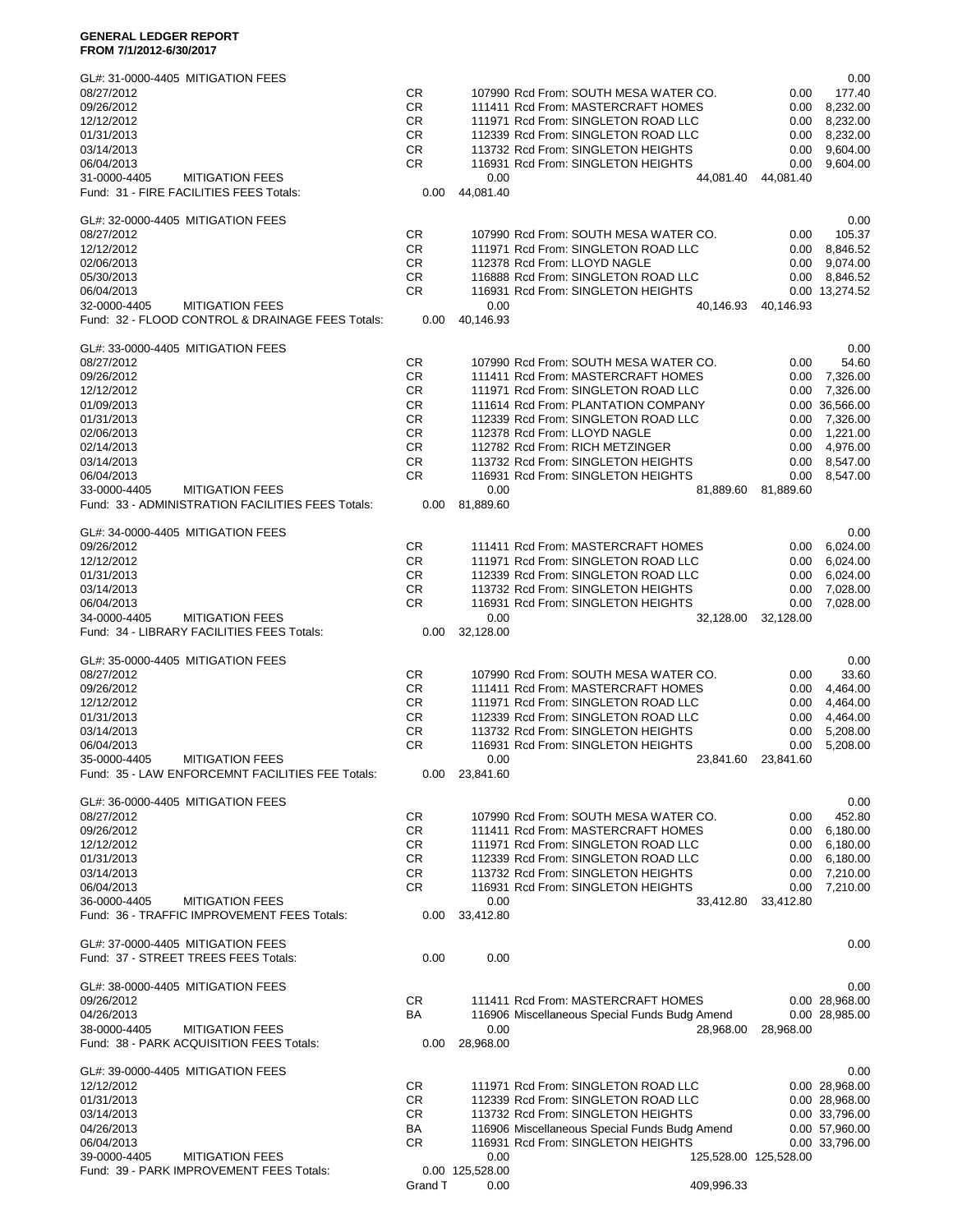**GENERAL LEDGER REPORT**
**FROM 7/1/2012-6/30/2017**

| Date | Type | Ref | Description | Debit | Credit |
|---|---|---|---|---|---|
| GL#: 31-0000-4405 MITIGATION FEES | | | | | 0.00 |
| 08/27/2012 | CR | 107990 | Rcd From: SOUTH MESA WATER CO. | 0.00 | 177.40 |
| 09/26/2012 | CR | 111411 | Rcd From: MASTERCRAFT HOMES | 0.00 | 8,232.00 |
| 12/12/2012 | CR | 111971 | Rcd From: SINGLETON ROAD LLC | 0.00 | 8,232.00 |
| 01/31/2013 | CR | 112339 | Rcd From: SINGLETON ROAD LLC | 0.00 | 8,232.00 |
| 03/14/2013 | CR | 113732 | Rcd From: SINGLETON HEIGHTS | 0.00 | 9,604.00 |
| 06/04/2013 | CR | 116931 | Rcd From: SINGLETON HEIGHTS | 0.00 | 9,604.00 |
| 31-0000-4405 MITIGATION FEES | | 0.00 | | 44,081.40 | 44,081.40 |
| Fund: 31 - FIRE FACILITIES FEES Totals: | 0.00 | 44,081.40 | | | |
| GL#: 32-0000-4405 MITIGATION FEES | | | | | 0.00 |
| 08/27/2012 | CR | 107990 | Rcd From: SOUTH MESA WATER CO. | 0.00 | 105.37 |
| 12/12/2012 | CR | 111971 | Rcd From: SINGLETON ROAD LLC | 0.00 | 8,846.52 |
| 02/06/2013 | CR | 112378 | Rcd From: LLOYD NAGLE | 0.00 | 9,074.00 |
| 05/30/2013 | CR | 116888 | Rcd From: SINGLETON ROAD LLC | 0.00 | 8,846.52 |
| 06/04/2013 | CR | 116931 | Rcd From: SINGLETON HEIGHTS | 0.00 | 13,274.52 |
| 32-0000-4405 MITIGATION FEES | | 0.00 | | 40,146.93 | 40,146.93 |
| Fund: 32 - FLOOD CONTROL & DRAINAGE FEES Totals: | 0.00 | 40,146.93 | | | |
| GL#: 33-0000-4405 MITIGATION FEES | | | | | 0.00 |
| 08/27/2012 | CR | 107990 | Rcd From: SOUTH MESA WATER CO. | 0.00 | 54.60 |
| 09/26/2012 | CR | 111411 | Rcd From: MASTERCRAFT HOMES | 0.00 | 7,326.00 |
| 12/12/2012 | CR | 111971 | Rcd From: SINGLETON ROAD LLC | 0.00 | 7,326.00 |
| 01/09/2013 | CR | 111614 | Rcd From: PLANTATION COMPANY | 0.00 | 36,566.00 |
| 01/31/2013 | CR | 112339 | Rcd From: SINGLETON ROAD LLC | 0.00 | 7,326.00 |
| 02/06/2013 | CR | 112378 | Rcd From: LLOYD NAGLE | 0.00 | 1,221.00 |
| 02/14/2013 | CR | 112782 | Rcd From: RICH METZINGER | 0.00 | 4,976.00 |
| 03/14/2013 | CR | 113732 | Rcd From: SINGLETON HEIGHTS | 0.00 | 8,547.00 |
| 06/04/2013 | CR | 116931 | Rcd From: SINGLETON HEIGHTS | 0.00 | 8,547.00 |
| 33-0000-4405 MITIGATION FEES | | 0.00 | | 81,889.60 | 81,889.60 |
| Fund: 33 - ADMINISTRATION FACILITIES FEES Totals: | 0.00 | 81,889.60 | | | |
| GL#: 34-0000-4405 MITIGATION FEES | | | | | 0.00 |
| 09/26/2012 | CR | 111411 | Rcd From: MASTERCRAFT HOMES | 0.00 | 6,024.00 |
| 12/12/2012 | CR | 111971 | Rcd From: SINGLETON ROAD LLC | 0.00 | 6,024.00 |
| 01/31/2013 | CR | 112339 | Rcd From: SINGLETON ROAD LLC | 0.00 | 6,024.00 |
| 03/14/2013 | CR | 113732 | Rcd From: SINGLETON HEIGHTS | 0.00 | 7,028.00 |
| 06/04/2013 | CR | 116931 | Rcd From: SINGLETON HEIGHTS | 0.00 | 7,028.00 |
| 34-0000-4405 MITIGATION FEES | | 0.00 | | 32,128.00 | 32,128.00 |
| Fund: 34 - LIBRARY FACILITIES FEES Totals: | 0.00 | 32,128.00 | | | |
| GL#: 35-0000-4405 MITIGATION FEES | | | | | 0.00 |
| 08/27/2012 | CR | 107990 | Rcd From: SOUTH MESA WATER CO. | 0.00 | 33.60 |
| 09/26/2012 | CR | 111411 | Rcd From: MASTERCRAFT HOMES | 0.00 | 4,464.00 |
| 12/12/2012 | CR | 111971 | Rcd From: SINGLETON ROAD LLC | 0.00 | 4,464.00 |
| 01/31/2013 | CR | 112339 | Rcd From: SINGLETON ROAD LLC | 0.00 | 4,464.00 |
| 03/14/2013 | CR | 113732 | Rcd From: SINGLETON HEIGHTS | 0.00 | 5,208.00 |
| 06/04/2013 | CR | 116931 | Rcd From: SINGLETON HEIGHTS | 0.00 | 5,208.00 |
| 35-0000-4405 MITIGATION FEES | | 0.00 | | 23,841.60 | 23,841.60 |
| Fund: 35 - LAW ENFORCEMNT FACILITIES FEE Totals: | 0.00 | 23,841.60 | | | |
| GL#: 36-0000-4405 MITIGATION FEES | | | | | 0.00 |
| 08/27/2012 | CR | 107990 | Rcd From: SOUTH MESA WATER CO. | 0.00 | 452.80 |
| 09/26/2012 | CR | 111411 | Rcd From: MASTERCRAFT HOMES | 0.00 | 6,180.00 |
| 12/12/2012 | CR | 111971 | Rcd From: SINGLETON ROAD LLC | 0.00 | 6,180.00 |
| 01/31/2013 | CR | 112339 | Rcd From: SINGLETON ROAD LLC | 0.00 | 6,180.00 |
| 03/14/2013 | CR | 113732 | Rcd From: SINGLETON HEIGHTS | 0.00 | 7,210.00 |
| 06/04/2013 | CR | 116931 | Rcd From: SINGLETON HEIGHTS | 0.00 | 7,210.00 |
| 36-0000-4405 MITIGATION FEES | | 0.00 | | 33,412.80 | 33,412.80 |
| Fund: 36 - TRAFFIC IMPROVEMENT FEES Totals: | 0.00 | 33,412.80 | | | |
| GL#: 37-0000-4405 MITIGATION FEES | | | | | 0.00 |
| Fund: 37 - STREET TREES FEES Totals: | 0.00 | 0.00 | | | |
| GL#: 38-0000-4405 MITIGATION FEES | | | | | 0.00 |
| 09/26/2012 | CR | 111411 | Rcd From: MASTERCRAFT HOMES | 0.00 | 28,968.00 |
| 04/26/2013 | BA | 116906 | Miscellaneous Special Funds Budg Amend | 0.00 | 28,985.00 |
| 38-0000-4405 MITIGATION FEES | | 0.00 | | 28,968.00 | 28,968.00 |
| Fund: 38 - PARK ACQUISITION FEES Totals: | 0.00 | 28,968.00 | | | |
| GL#: 39-0000-4405 MITIGATION FEES | | | | | 0.00 |
| 12/12/2012 | CR | 111971 | Rcd From: SINGLETON ROAD LLC | 0.00 | 28,968.00 |
| 01/31/2013 | CR | 112339 | Rcd From: SINGLETON ROAD LLC | 0.00 | 28,968.00 |
| 03/14/2013 | CR | 113732 | Rcd From: SINGLETON HEIGHTS | 0.00 | 33,796.00 |
| 04/26/2013 | BA | 116906 | Miscellaneous Special Funds Budg Amend | 0.00 | 57,960.00 |
| 06/04/2013 | CR | 116931 | Rcd From: SINGLETON HEIGHTS | 0.00 | 33,796.00 |
| 39-0000-4405 MITIGATION FEES | | 0.00 | | 125,528.00 | 125,528.00 |
| Fund: 39 - PARK IMPROVEMENT FEES Totals: | 0.00 | 125,528.00 | | | |
| | Grand T | 0.00 | | 409,996.33 | |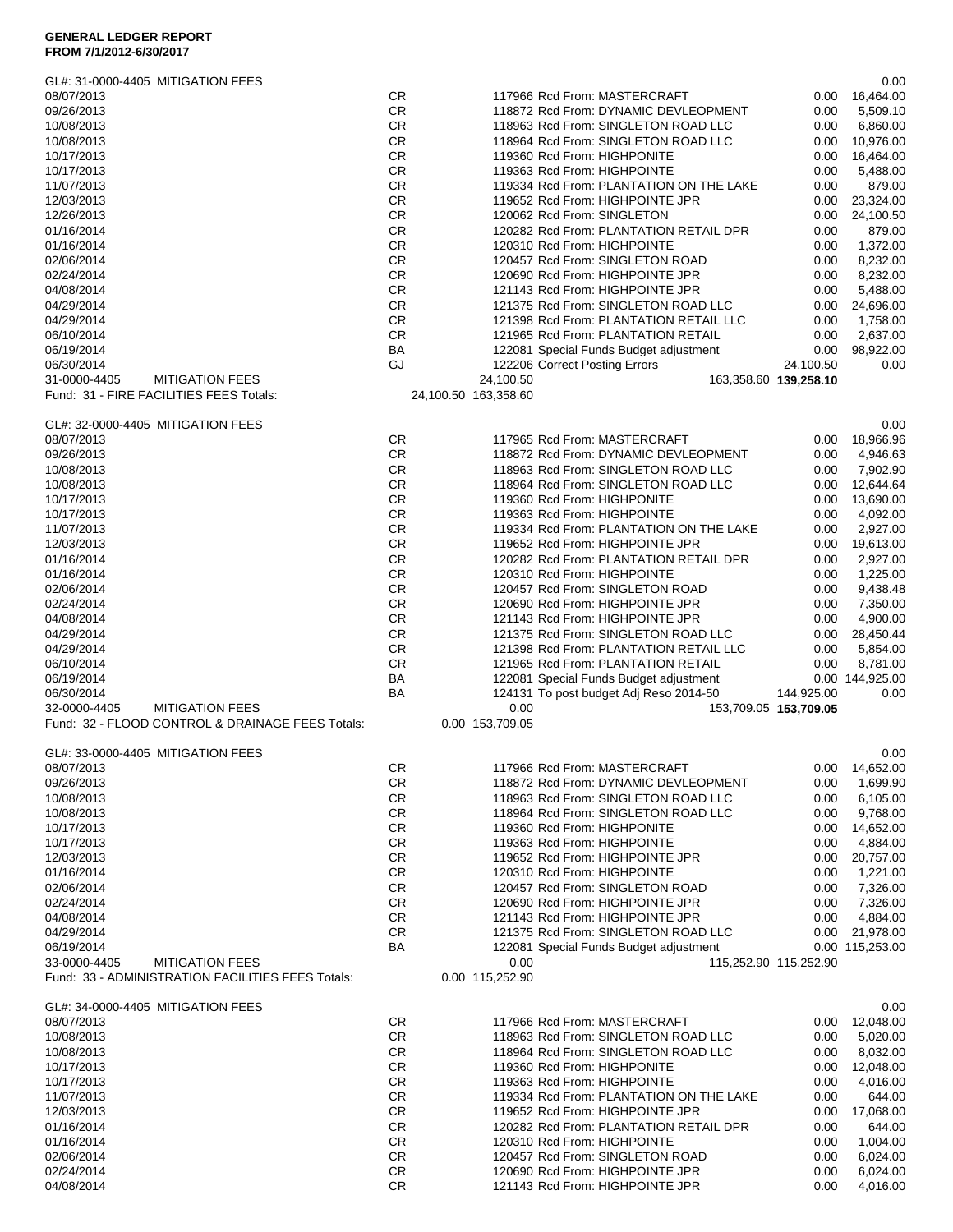**GENERAL LEDGER REPORT**
**FROM 7/1/2012-6/30/2017**

| Date | Type | Ref | Description | Debit | Credit |
|---|---|---|---|---|---|
| GL#: 31-0000-4405 MITIGATION FEES | | | | | 0.00 |
| 08/07/2013 | CR | 117966 | Rcd From: MASTERCRAFT | 0.00 | 16,464.00 |
| 09/26/2013 | CR | 118872 | Rcd From: DYNAMIC DEVLEOPMENT | 0.00 | 5,509.10 |
| 10/08/2013 | CR | 118963 | Rcd From: SINGLETON ROAD LLC | 0.00 | 6,860.00 |
| 10/08/2013 | CR | 118964 | Rcd From: SINGLETON ROAD LLC | 0.00 | 10,976.00 |
| 10/17/2013 | CR | 119360 | Rcd From: HIGHPONITE | 0.00 | 16,464.00 |
| 10/17/2013 | CR | 119363 | Rcd From: HIGHPOINTE | 0.00 | 5,488.00 |
| 11/07/2013 | CR | 119334 | Rcd From: PLANTATION ON THE LAKE | 0.00 | 879.00 |
| 12/03/2013 | CR | 119652 | Rcd From: HIGHPOINTE JPR | 0.00 | 23,324.00 |
| 12/26/2013 | CR | 120062 | Rcd From: SINGLETON | 0.00 | 24,100.50 |
| 01/16/2014 | CR | 120282 | Rcd From: PLANTATION RETAIL DPR | 0.00 | 879.00 |
| 01/16/2014 | CR | 120310 | Rcd From: HIGHPOINTE | 0.00 | 1,372.00 |
| 02/06/2014 | CR | 120457 | Rcd From: SINGLETON ROAD | 0.00 | 8,232.00 |
| 02/24/2014 | CR | 120690 | Rcd From: HIGHPOINTE JPR | 0.00 | 8,232.00 |
| 04/08/2014 | CR | 121143 | Rcd From: HIGHPOINTE JPR | 0.00 | 5,488.00 |
| 04/29/2014 | CR | 121375 | Rcd From: SINGLETON ROAD LLC | 0.00 | 24,696.00 |
| 04/29/2014 | CR | 121398 | Rcd From: PLANTATION RETAIL LLC | 0.00 | 1,758.00 |
| 06/10/2014 | CR | 121965 | Rcd From: PLANTATION RETAIL | 0.00 | 2,637.00 |
| 06/19/2014 | BA | 122081 | Special Funds Budget adjustment | 0.00 | 98,922.00 |
| 06/30/2014 | GJ | 122206 | Correct Posting Errors | 24,100.50 | 0.00 |
| 31-0000-4405 MITIGATION FEES | | 24,100.50 | | 163,358.60 | **139,258.10** |
| Fund: 31 - FIRE FACILITIES FEES Totals: | | 24,100.50 163,358.60 | | | |
| GL#: 32-0000-4405 MITIGATION FEES | | | | | 0.00 |
| 08/07/2013 | CR | 117965 | Rcd From: MASTERCRAFT | 0.00 | 18,966.96 |
| 09/26/2013 | CR | 118872 | Rcd From: DYNAMIC DEVLEOPMENT | 0.00 | 4,946.63 |
| 10/08/2013 | CR | 118963 | Rcd From: SINGLETON ROAD LLC | 0.00 | 7,902.90 |
| 10/08/2013 | CR | 118964 | Rcd From: SINGLETON ROAD LLC | 0.00 | 12,644.64 |
| 10/17/2013 | CR | 119360 | Rcd From: HIGHPONITE | 0.00 | 13,690.00 |
| 10/17/2013 | CR | 119363 | Rcd From: HIGHPOINTE | 0.00 | 4,092.00 |
| 11/07/2013 | CR | 119334 | Rcd From: PLANTATION ON THE LAKE | 0.00 | 2,927.00 |
| 12/03/2013 | CR | 119652 | Rcd From: HIGHPOINTE JPR | 0.00 | 19,613.00 |
| 01/16/2014 | CR | 120282 | Rcd From: PLANTATION RETAIL DPR | 0.00 | 2,927.00 |
| 01/16/2014 | CR | 120310 | Rcd From: HIGHPOINTE | 0.00 | 1,225.00 |
| 02/06/2014 | CR | 120457 | Rcd From: SINGLETON ROAD | 0.00 | 9,438.48 |
| 02/24/2014 | CR | 120690 | Rcd From: HIGHPOINTE JPR | 0.00 | 7,350.00 |
| 04/08/2014 | CR | 121143 | Rcd From: HIGHPOINTE JPR | 0.00 | 4,900.00 |
| 04/29/2014 | CR | 121375 | Rcd From: SINGLETON ROAD LLC | 0.00 | 28,450.44 |
| 04/29/2014 | CR | 121398 | Rcd From: PLANTATION RETAIL LLC | 0.00 | 5,854.00 |
| 06/10/2014 | CR | 121965 | Rcd From: PLANTATION RETAIL | 0.00 | 8,781.00 |
| 06/19/2014 | BA | 122081 | Special Funds Budget adjustment | 0.00 | 144,925.00 |
| 06/30/2014 | BA | 124131 | To post budget Adj Reso 2014-50 | 144,925.00 | 0.00 |
| 32-0000-4405 MITIGATION FEES | | 0.00 | | 153,709.05 | **153,709.05** |
| Fund: 32 - FLOOD CONTROL & DRAINAGE FEES Totals: | | 0.00 153,709.05 | | | |
| GL#: 33-0000-4405 MITIGATION FEES | | | | | 0.00 |
| 08/07/2013 | CR | 117966 | Rcd From: MASTERCRAFT | 0.00 | 14,652.00 |
| 09/26/2013 | CR | 118872 | Rcd From: DYNAMIC DEVLEOPMENT | 0.00 | 1,699.90 |
| 10/08/2013 | CR | 118963 | Rcd From: SINGLETON ROAD LLC | 0.00 | 6,105.00 |
| 10/08/2013 | CR | 118964 | Rcd From: SINGLETON ROAD LLC | 0.00 | 9,768.00 |
| 10/17/2013 | CR | 119360 | Rcd From: HIGHPONITE | 0.00 | 14,652.00 |
| 10/17/2013 | CR | 119363 | Rcd From: HIGHPOINTE | 0.00 | 4,884.00 |
| 12/03/2013 | CR | 119652 | Rcd From: HIGHPOINTE JPR | 0.00 | 20,757.00 |
| 01/16/2014 | CR | 120310 | Rcd From: HIGHPOINTE | 0.00 | 1,221.00 |
| 02/06/2014 | CR | 120457 | Rcd From: SINGLETON ROAD | 0.00 | 7,326.00 |
| 02/24/2014 | CR | 120690 | Rcd From: HIGHPOINTE JPR | 0.00 | 7,326.00 |
| 04/08/2014 | CR | 121143 | Rcd From: HIGHPOINTE JPR | 0.00 | 4,884.00 |
| 04/29/2014 | CR | 121375 | Rcd From: SINGLETON ROAD LLC | 0.00 | 21,978.00 |
| 06/19/2014 | BA | 122081 | Special Funds Budget adjustment | 0.00 | 115,253.00 |
| 33-0000-4405 MITIGATION FEES | | 0.00 | | 115,252.90 | 115,252.90 |
| Fund: 33 - ADMINISTRATION FACILITIES FEES Totals: | | 0.00 115,252.90 | | | |
| GL#: 34-0000-4405 MITIGATION FEES | | | | | 0.00 |
| 08/07/2013 | CR | 117966 | Rcd From: MASTERCRAFT | 0.00 | 12,048.00 |
| 10/08/2013 | CR | 118963 | Rcd From: SINGLETON ROAD LLC | 0.00 | 5,020.00 |
| 10/08/2013 | CR | 118964 | Rcd From: SINGLETON ROAD LLC | 0.00 | 8,032.00 |
| 10/17/2013 | CR | 119360 | Rcd From: HIGHPONITE | 0.00 | 12,048.00 |
| 10/17/2013 | CR | 119363 | Rcd From: HIGHPOINTE | 0.00 | 4,016.00 |
| 11/07/2013 | CR | 119334 | Rcd From: PLANTATION ON THE LAKE | 0.00 | 644.00 |
| 12/03/2013 | CR | 119652 | Rcd From: HIGHPOINTE JPR | 0.00 | 17,068.00 |
| 01/16/2014 | CR | 120282 | Rcd From: PLANTATION RETAIL DPR | 0.00 | 644.00 |
| 01/16/2014 | CR | 120310 | Rcd From: HIGHPOINTE | 0.00 | 1,004.00 |
| 02/06/2014 | CR | 120457 | Rcd From: SINGLETON ROAD | 0.00 | 6,024.00 |
| 02/24/2014 | CR | 120690 | Rcd From: HIGHPOINTE JPR | 0.00 | 6,024.00 |
| 04/08/2014 | CR | 121143 | Rcd From: HIGHPOINTE JPR | 0.00 | 4,016.00 |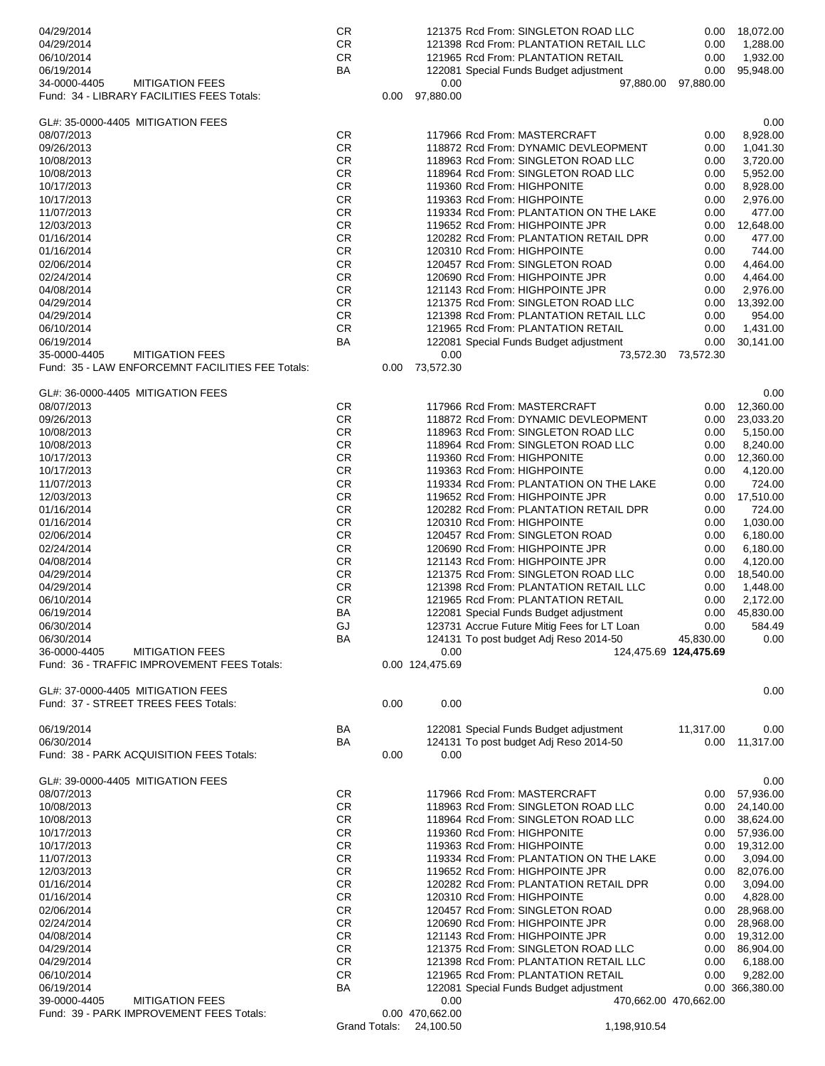| Date | Type | | Ref / Description | Debit | Credit |
|---|---|---|---|---|---|
| 04/29/2014 | CR | | 121375 Rcd From: SINGLETON ROAD LLC | 0.00 | 18,072.00 |
| 04/29/2014 | CR | | 121398 Rcd From: PLANTATION RETAIL LLC | 0.00 | 1,288.00 |
| 06/10/2014 | CR | | 121965 Rcd From: PLANTATION RETAIL | 0.00 | 1,932.00 |
| 06/19/2014 | BA | | 122081 Special Funds Budget adjustment | 0.00 | 95,948.00 |
| 34-0000-4405 MITIGATION FEES | | 0.00 | 97,880.00 | 97,880.00 | |
| Fund: 34 - LIBRARY FACILITIES FEES Totals: | | 0.00 | 97,880.00 | | |
| | | | | | |
| GL#: 35-0000-4405 MITIGATION FEES | | | | | 0.00 |
| 08/07/2013 | CR | | 117966 Rcd From: MASTERCRAFT | 0.00 | 8,928.00 |
| 09/26/2013 | CR | | 118872 Rcd From: DYNAMIC DEVLEOPMENT | 0.00 | 1,041.30 |
| 10/08/2013 | CR | | 118963 Rcd From: SINGLETON ROAD LLC | 0.00 | 3,720.00 |
| 10/08/2013 | CR | | 118964 Rcd From: SINGLETON ROAD LLC | 0.00 | 5,952.00 |
| 10/17/2013 | CR | | 119360 Rcd From: HIGHPONITE | 0.00 | 8,928.00 |
| 10/17/2013 | CR | | 119363 Rcd From: HIGHPOINTE | 0.00 | 2,976.00 |
| 11/07/2013 | CR | | 119334 Rcd From: PLANTATION ON THE LAKE | 0.00 | 477.00 |
| 12/03/2013 | CR | | 119652 Rcd From: HIGHPOINTE JPR | 0.00 | 12,648.00 |
| 01/16/2014 | CR | | 120282 Rcd From: PLANTATION RETAIL DPR | 0.00 | 477.00 |
| 01/16/2014 | CR | | 120310 Rcd From: HIGHPOINTE | 0.00 | 744.00 |
| 02/06/2014 | CR | | 120457 Rcd From: SINGLETON ROAD | 0.00 | 4,464.00 |
| 02/24/2014 | CR | | 120690 Rcd From: HIGHPOINTE JPR | 0.00 | 4,464.00 |
| 04/08/2014 | CR | | 121143 Rcd From: HIGHPOINTE JPR | 0.00 | 2,976.00 |
| 04/29/2014 | CR | | 121375 Rcd From: SINGLETON ROAD LLC | 0.00 | 13,392.00 |
| 04/29/2014 | CR | | 121398 Rcd From: PLANTATION RETAIL LLC | 0.00 | 954.00 |
| 06/10/2014 | CR | | 121965 Rcd From: PLANTATION RETAIL | 0.00 | 1,431.00 |
| 06/19/2014 | BA | | 122081 Special Funds Budget adjustment | 0.00 | 30,141.00 |
| 35-0000-4405 MITIGATION FEES | | 0.00 | 73,572.30 | 73,572.30 | |
| Fund: 35 - LAW ENFORCEMNT FACILITIES FEE Totals: | | 0.00 | 73,572.30 | | |
| | | | | | |
| GL#: 36-0000-4405 MITIGATION FEES | | | | | 0.00 |
| 08/07/2013 | CR | | 117966 Rcd From: MASTERCRAFT | 0.00 | 12,360.00 |
| 09/26/2013 | CR | | 118872 Rcd From: DYNAMIC DEVLEOPMENT | 0.00 | 23,033.20 |
| 10/08/2013 | CR | | 118963 Rcd From: SINGLETON ROAD LLC | 0.00 | 5,150.00 |
| 10/08/2013 | CR | | 118964 Rcd From: SINGLETON ROAD LLC | 0.00 | 8,240.00 |
| 10/17/2013 | CR | | 119360 Rcd From: HIGHPONITE | 0.00 | 12,360.00 |
| 10/17/2013 | CR | | 119363 Rcd From: HIGHPOINTE | 0.00 | 4,120.00 |
| 11/07/2013 | CR | | 119334 Rcd From: PLANTATION ON THE LAKE | 0.00 | 724.00 |
| 12/03/2013 | CR | | 119652 Rcd From: HIGHPOINTE JPR | 0.00 | 17,510.00 |
| 01/16/2014 | CR | | 120282 Rcd From: PLANTATION RETAIL DPR | 0.00 | 724.00 |
| 01/16/2014 | CR | | 120310 Rcd From: HIGHPOINTE | 0.00 | 1,030.00 |
| 02/06/2014 | CR | | 120457 Rcd From: SINGLETON ROAD | 0.00 | 6,180.00 |
| 02/24/2014 | CR | | 120690 Rcd From: HIGHPOINTE JPR | 0.00 | 6,180.00 |
| 04/08/2014 | CR | | 121143 Rcd From: HIGHPOINTE JPR | 0.00 | 4,120.00 |
| 04/29/2014 | CR | | 121375 Rcd From: SINGLETON ROAD LLC | 0.00 | 18,540.00 |
| 04/29/2014 | CR | | 121398 Rcd From: PLANTATION RETAIL LLC | 0.00 | 1,448.00 |
| 06/10/2014 | CR | | 121965 Rcd From: PLANTATION RETAIL | 0.00 | 2,172.00 |
| 06/19/2014 | BA | | 122081 Special Funds Budget adjustment | 0.00 | 45,830.00 |
| 06/30/2014 | GJ | | 123731 Accrue Future Mitig Fees for LT Loan | 0.00 | 584.49 |
| 06/30/2014 | BA | | 124131 To post budget Adj Reso 2014-50 | 45,830.00 | 0.00 |
| 36-0000-4405 MITIGATION FEES | | 0.00 | 124,475.69 | **124,475.69** | |
| Fund: 36 - TRAFFIC IMPROVEMENT FEES Totals: | | 0.00 | 124,475.69 | | |
| | | | | | |
| GL#: 37-0000-4405 MITIGATION FEES | | | | | 0.00 |
| Fund: 37 - STREET TREES FEES Totals: | | 0.00 | 0.00 | | |
| | | | | | |
| 06/19/2014 | BA | | 122081 Special Funds Budget adjustment | 11,317.00 | 0.00 |
| 06/30/2014 | BA | | 124131 To post budget Adj Reso 2014-50 | 0.00 | 11,317.00 |
| Fund: 38 - PARK ACQUISITION FEES Totals: | | 0.00 | 0.00 | | |
| | | | | | |
| GL#: 39-0000-4405 MITIGATION FEES | | | | | 0.00 |
| 08/07/2013 | CR | | 117966 Rcd From: MASTERCRAFT | 0.00 | 57,936.00 |
| 10/08/2013 | CR | | 118963 Rcd From: SINGLETON ROAD LLC | 0.00 | 24,140.00 |
| 10/08/2013 | CR | | 118964 Rcd From: SINGLETON ROAD LLC | 0.00 | 38,624.00 |
| 10/17/2013 | CR | | 119360 Rcd From: HIGHPONITE | 0.00 | 57,936.00 |
| 10/17/2013 | CR | | 119363 Rcd From: HIGHPOINTE | 0.00 | 19,312.00 |
| 11/07/2013 | CR | | 119334 Rcd From: PLANTATION ON THE LAKE | 0.00 | 3,094.00 |
| 12/03/2013 | CR | | 119652 Rcd From: HIGHPOINTE JPR | 0.00 | 82,076.00 |
| 01/16/2014 | CR | | 120282 Rcd From: PLANTATION RETAIL DPR | 0.00 | 3,094.00 |
| 01/16/2014 | CR | | 120310 Rcd From: HIGHPOINTE | 0.00 | 4,828.00 |
| 02/06/2014 | CR | | 120457 Rcd From: SINGLETON ROAD | 0.00 | 28,968.00 |
| 02/24/2014 | CR | | 120690 Rcd From: HIGHPOINTE JPR | 0.00 | 28,968.00 |
| 04/08/2014 | CR | | 121143 Rcd From: HIGHPOINTE JPR | 0.00 | 19,312.00 |
| 04/29/2014 | CR | | 121375 Rcd From: SINGLETON ROAD LLC | 0.00 | 86,904.00 |
| 04/29/2014 | CR | | 121398 Rcd From: PLANTATION RETAIL LLC | 0.00 | 6,188.00 |
| 06/10/2014 | CR | | 121965 Rcd From: PLANTATION RETAIL | 0.00 | 9,282.00 |
| 06/19/2014 | BA | | 122081 Special Funds Budget adjustment | 0.00 | 366,380.00 |
| 39-0000-4405 MITIGATION FEES | | 0.00 | 470,662.00 | 470,662.00 | |
| Fund: 39 - PARK IMPROVEMENT FEES Totals: | | 0.00 | 470,662.00 | | |
| | Grand Totals: | 24,100.50 | 1,198,910.54 | | |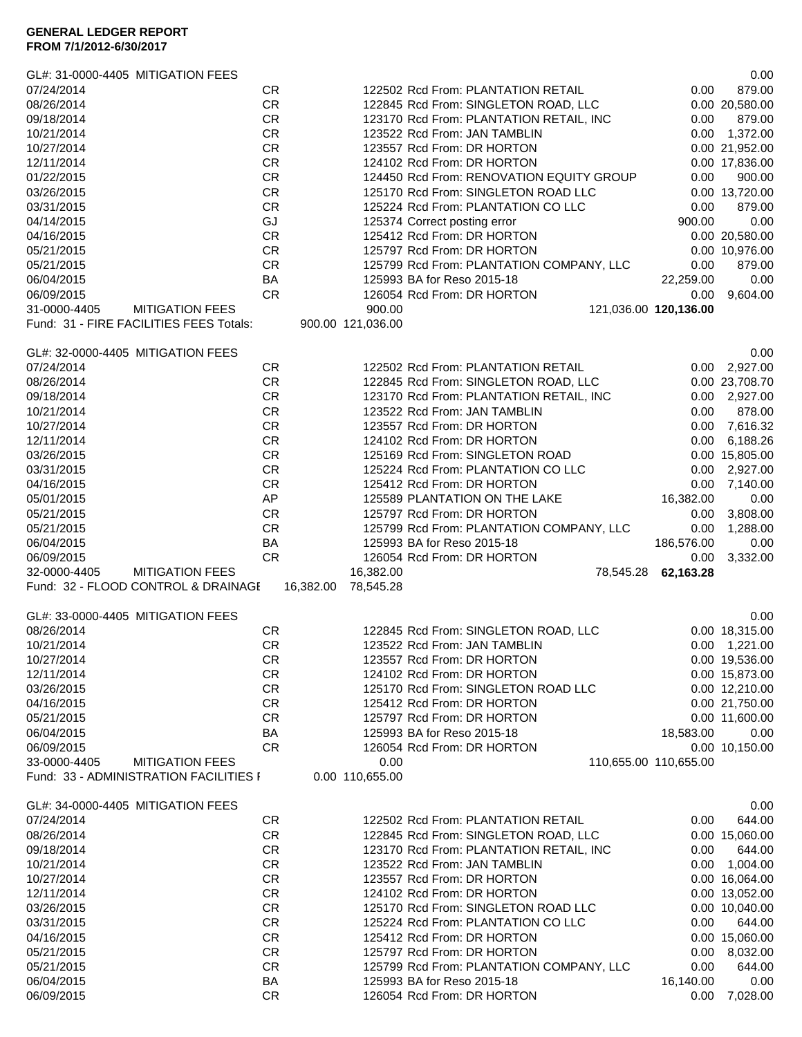**GENERAL LEDGER REPORT**
**FROM 7/1/2012-6/30/2017**

| Date | Type | | Ref | Description | Debit | Credit |
|---|---|---|---|---|---|---|
| GL#: 31-0000-4405 MITIGATION FEES | | | | | | 0.00 |
| 07/24/2014 | CR | | 122502 | Rcd From: PLANTATION RETAIL | 0.00 | 879.00 |
| 08/26/2014 | CR | | 122845 | Rcd From: SINGLETON ROAD, LLC | 0.00 | 20,580.00 |
| 09/18/2014 | CR | | 123170 | Rcd From: PLANTATION RETAIL, INC | 0.00 | 879.00 |
| 10/21/2014 | CR | | 123522 | Rcd From: JAN TAMBLIN | 0.00 | 1,372.00 |
| 10/27/2014 | CR | | 123557 | Rcd From: DR HORTON | 0.00 | 21,952.00 |
| 12/11/2014 | CR | | 124102 | Rcd From: DR HORTON | 0.00 | 17,836.00 |
| 01/22/2015 | CR | | 124450 | Rcd From: RENOVATION EQUITY GROUP | 0.00 | 900.00 |
| 03/26/2015 | CR | | 125170 | Rcd From: SINGLETON ROAD LLC | 0.00 | 13,720.00 |
| 03/31/2015 | CR | | 125224 | Rcd From: PLANTATION CO LLC | 0.00 | 879.00 |
| 04/14/2015 | GJ | | 125374 | Correct posting error | 900.00 | 0.00 |
| 04/16/2015 | CR | | 125412 | Rcd From: DR HORTON | 0.00 | 20,580.00 |
| 05/21/2015 | CR | | 125797 | Rcd From: DR HORTON | 0.00 | 10,976.00 |
| 05/21/2015 | CR | | 125799 | Rcd From: PLANTATION COMPANY, LLC | 0.00 | 879.00 |
| 06/04/2015 | BA | | 125993 | BA for Reso 2015-18 | 22,259.00 | 0.00 |
| 06/09/2015 | CR | | 126054 | Rcd From: DR HORTON | 0.00 | 9,604.00 |
| 31-0000-4405 | MITIGATION FEES | | 900.00 | | 121,036.00 | **120,136.00** |
| Fund: 31 - FIRE FACILITIES FEES Totals: | | 900.00 | 121,036.00 | | | |
| GL#: 32-0000-4405 MITIGATION FEES | | | | | | 0.00 |
| 07/24/2014 | CR | | 122502 | Rcd From: PLANTATION RETAIL | 0.00 | 2,927.00 |
| 08/26/2014 | CR | | 122845 | Rcd From: SINGLETON ROAD, LLC | 0.00 | 23,708.70 |
| 09/18/2014 | CR | | 123170 | Rcd From: PLANTATION RETAIL, INC | 0.00 | 2,927.00 |
| 10/21/2014 | CR | | 123522 | Rcd From: JAN TAMBLIN | 0.00 | 878.00 |
| 10/27/2014 | CR | | 123557 | Rcd From: DR HORTON | 0.00 | 7,616.32 |
| 12/11/2014 | CR | | 124102 | Rcd From: DR HORTON | 0.00 | 6,188.26 |
| 03/26/2015 | CR | | 125169 | Rcd From: SINGLETON ROAD | 0.00 | 15,805.00 |
| 03/31/2015 | CR | | 125224 | Rcd From: PLANTATION CO LLC | 0.00 | 2,927.00 |
| 04/16/2015 | CR | | 125412 | Rcd From: DR HORTON | 0.00 | 7,140.00 |
| 05/01/2015 | AP | | 125589 | PLANTATION ON THE LAKE | 16,382.00 | 0.00 |
| 05/21/2015 | CR | | 125797 | Rcd From: DR HORTON | 0.00 | 3,808.00 |
| 05/21/2015 | CR | | 125799 | Rcd From: PLANTATION COMPANY, LLC | 0.00 | 1,288.00 |
| 06/04/2015 | BA | | 125993 | BA for Reso 2015-18 | 186,576.00 | 0.00 |
| 06/09/2015 | CR | | 126054 | Rcd From: DR HORTON | 0.00 | 3,332.00 |
| 32-0000-4405 | MITIGATION FEES | | 16,382.00 | | 78,545.28 | **62,163.28** |
| Fund: 32 - FLOOD CONTROL & DRAINAGE | | 16,382.00 | 78,545.28 | | | |
| GL#: 33-0000-4405 MITIGATION FEES | | | | | | 0.00 |
| 08/26/2014 | CR | | 122845 | Rcd From: SINGLETON ROAD, LLC | 0.00 | 18,315.00 |
| 10/21/2014 | CR | | 123522 | Rcd From: JAN TAMBLIN | 0.00 | 1,221.00 |
| 10/27/2014 | CR | | 123557 | Rcd From: DR HORTON | 0.00 | 19,536.00 |
| 12/11/2014 | CR | | 124102 | Rcd From: DR HORTON | 0.00 | 15,873.00 |
| 03/26/2015 | CR | | 125170 | Rcd From: SINGLETON ROAD LLC | 0.00 | 12,210.00 |
| 04/16/2015 | CR | | 125412 | Rcd From: DR HORTON | 0.00 | 21,750.00 |
| 05/21/2015 | CR | | 125797 | Rcd From: DR HORTON | 0.00 | 11,600.00 |
| 06/04/2015 | BA | | 125993 | BA for Reso 2015-18 | 18,583.00 | 0.00 |
| 06/09/2015 | CR | | 126054 | Rcd From: DR HORTON | 0.00 | 10,150.00 |
| 33-0000-4405 | MITIGATION FEES | | 0.00 | | 110,655.00 | 110,655.00 |
| Fund: 33 - ADMINISTRATION FACILITIES F | | 0.00 | 110,655.00 | | | |
| GL#: 34-0000-4405 MITIGATION FEES | | | | | | 0.00 |
| 07/24/2014 | CR | | 122502 | Rcd From: PLANTATION RETAIL | 0.00 | 644.00 |
| 08/26/2014 | CR | | 122845 | Rcd From: SINGLETON ROAD, LLC | 0.00 | 15,060.00 |
| 09/18/2014 | CR | | 123170 | Rcd From: PLANTATION RETAIL, INC | 0.00 | 644.00 |
| 10/21/2014 | CR | | 123522 | Rcd From: JAN TAMBLIN | 0.00 | 1,004.00 |
| 10/27/2014 | CR | | 123557 | Rcd From: DR HORTON | 0.00 | 16,064.00 |
| 12/11/2014 | CR | | 124102 | Rcd From: DR HORTON | 0.00 | 13,052.00 |
| 03/26/2015 | CR | | 125170 | Rcd From: SINGLETON ROAD LLC | 0.00 | 10,040.00 |
| 03/31/2015 | CR | | 125224 | Rcd From: PLANTATION CO LLC | 0.00 | 644.00 |
| 04/16/2015 | CR | | 125412 | Rcd From: DR HORTON | 0.00 | 15,060.00 |
| 05/21/2015 | CR | | 125797 | Rcd From: DR HORTON | 0.00 | 8,032.00 |
| 05/21/2015 | CR | | 125799 | Rcd From: PLANTATION COMPANY, LLC | 0.00 | 644.00 |
| 06/04/2015 | BA | | 125993 | BA for Reso 2015-18 | 16,140.00 | 0.00 |
| 06/09/2015 | CR | | 126054 | Rcd From: DR HORTON | 0.00 | 7,028.00 |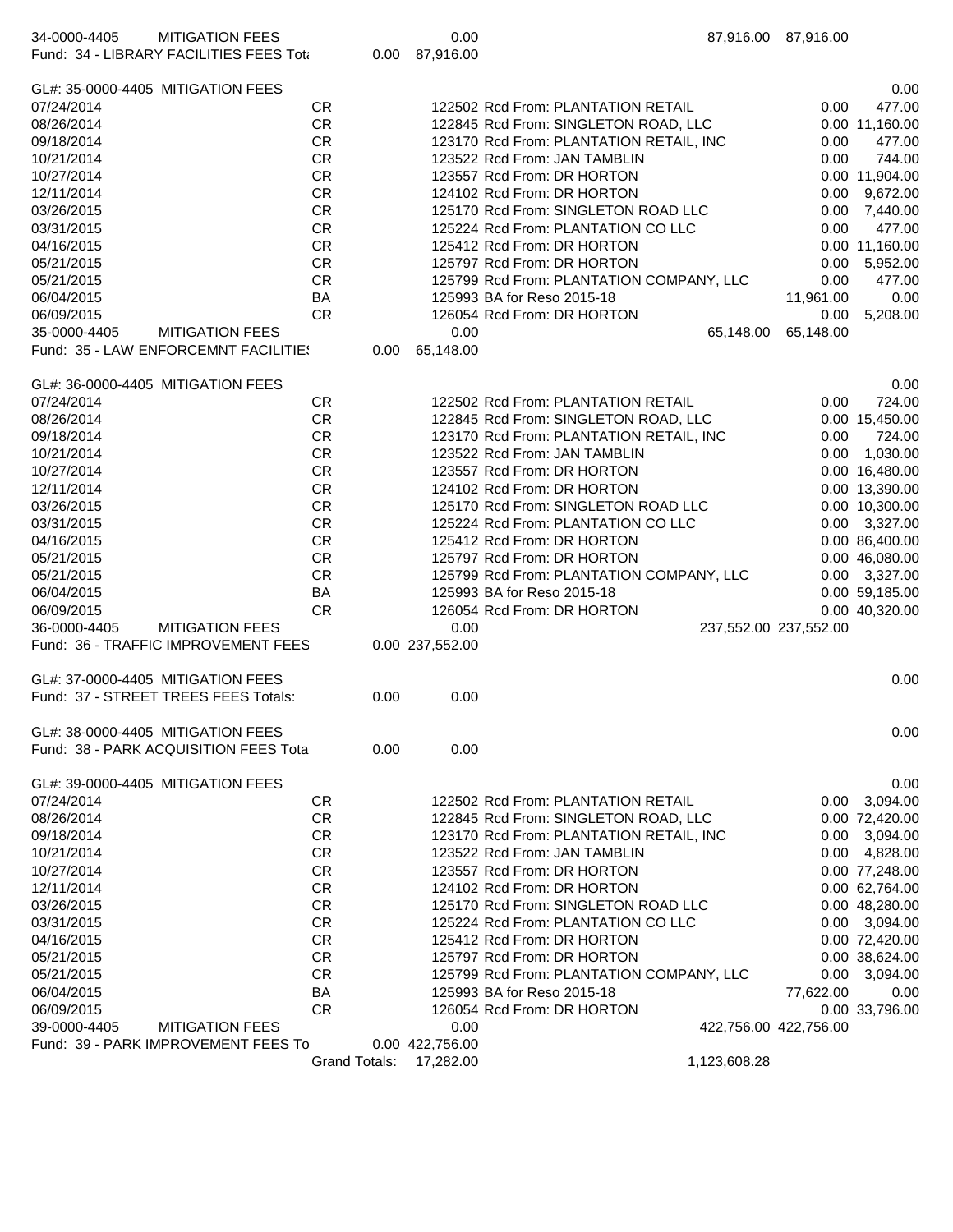| Date | Type | | | Ref / Description | Debit | Credit |
|---|---|---|---|---|---|---|
| 34-0000-4405 MITIGATION FEES | | | 0.00 | | 87,916.00 | 87,916.00 |
| Fund: 34 - LIBRARY FACILITIES FEES Tota | | 0.00 | 87,916.00 | | | |
| | | | | | | |
| GL#: 35-0000-4405 MITIGATION FEES | | | | | | 0.00 |
| 07/24/2014 | CR | | | 122502 Rcd From: PLANTATION RETAIL | 0.00 | 477.00 |
| 08/26/2014 | CR | | | 122845 Rcd From: SINGLETON ROAD, LLC | 0.00 | 11,160.00 |
| 09/18/2014 | CR | | | 123170 Rcd From: PLANTATION RETAIL, INC | 0.00 | 477.00 |
| 10/21/2014 | CR | | | 123522 Rcd From: JAN TAMBLIN | 0.00 | 744.00 |
| 10/27/2014 | CR | | | 123557 Rcd From: DR HORTON | 0.00 | 11,904.00 |
| 12/11/2014 | CR | | | 124102 Rcd From: DR HORTON | 0.00 | 9,672.00 |
| 03/26/2015 | CR | | | 125170 Rcd From: SINGLETON ROAD LLC | 0.00 | 7,440.00 |
| 03/31/2015 | CR | | | 125224 Rcd From: PLANTATION CO LLC | 0.00 | 477.00 |
| 04/16/2015 | CR | | | 125412 Rcd From: DR HORTON | 0.00 | 11,160.00 |
| 05/21/2015 | CR | | | 125797 Rcd From: DR HORTON | 0.00 | 5,952.00 |
| 05/21/2015 | CR | | | 125799 Rcd From: PLANTATION COMPANY, LLC | 0.00 | 477.00 |
| 06/04/2015 | BA | | | 125993 BA for Reso 2015-18 | 11,961.00 | 0.00 |
| 06/09/2015 | CR | | | 126054 Rcd From: DR HORTON | 0.00 | 5,208.00 |
| 35-0000-4405 MITIGATION FEES | | | 0.00 | | 65,148.00 | 65,148.00 |
| Fund: 35 - LAW ENFORCEMNT FACILITIES | | 0.00 | 65,148.00 | | | |
| | | | | | | |
| GL#: 36-0000-4405 MITIGATION FEES | | | | | | 0.00 |
| 07/24/2014 | CR | | | 122502 Rcd From: PLANTATION RETAIL | 0.00 | 724.00 |
| 08/26/2014 | CR | | | 122845 Rcd From: SINGLETON ROAD, LLC | 0.00 | 15,450.00 |
| 09/18/2014 | CR | | | 123170 Rcd From: PLANTATION RETAIL, INC | 0.00 | 724.00 |
| 10/21/2014 | CR | | | 123522 Rcd From: JAN TAMBLIN | 0.00 | 1,030.00 |
| 10/27/2014 | CR | | | 123557 Rcd From: DR HORTON | 0.00 | 16,480.00 |
| 12/11/2014 | CR | | | 124102 Rcd From: DR HORTON | 0.00 | 13,390.00 |
| 03/26/2015 | CR | | | 125170 Rcd From: SINGLETON ROAD LLC | 0.00 | 10,300.00 |
| 03/31/2015 | CR | | | 125224 Rcd From: PLANTATION CO LLC | 0.00 | 3,327.00 |
| 04/16/2015 | CR | | | 125412 Rcd From: DR HORTON | 0.00 | 86,400.00 |
| 05/21/2015 | CR | | | 125797 Rcd From: DR HORTON | 0.00 | 46,080.00 |
| 05/21/2015 | CR | | | 125799 Rcd From: PLANTATION COMPANY, LLC | 0.00 | 3,327.00 |
| 06/04/2015 | BA | | | 125993 BA for Reso 2015-18 | 0.00 | 59,185.00 |
| 06/09/2015 | CR | | | 126054 Rcd From: DR HORTON | 0.00 | 40,320.00 |
| 36-0000-4405 MITIGATION FEES | | | 0.00 | | 237,552.00 | 237,552.00 |
| Fund: 36 - TRAFFIC IMPROVEMENT FEES | | 0.00 | 237,552.00 | | | |
| | | | | | | |
| GL#: 37-0000-4405 MITIGATION FEES | | | | | | 0.00 |
| Fund: 37 - STREET TREES FEES Totals: | | 0.00 | 0.00 | | | |
| | | | | | | |
| GL#: 38-0000-4405 MITIGATION FEES | | | | | | 0.00 |
| Fund: 38 - PARK ACQUISITION FEES Tota | | 0.00 | 0.00 | | | |
| | | | | | | |
| GL#: 39-0000-4405 MITIGATION FEES | | | | | | 0.00 |
| 07/24/2014 | CR | | | 122502 Rcd From: PLANTATION RETAIL | 0.00 | 3,094.00 |
| 08/26/2014 | CR | | | 122845 Rcd From: SINGLETON ROAD, LLC | 0.00 | 72,420.00 |
| 09/18/2014 | CR | | | 123170 Rcd From: PLANTATION RETAIL, INC | 0.00 | 3,094.00 |
| 10/21/2014 | CR | | | 123522 Rcd From: JAN TAMBLIN | 0.00 | 4,828.00 |
| 10/27/2014 | CR | | | 123557 Rcd From: DR HORTON | 0.00 | 77,248.00 |
| 12/11/2014 | CR | | | 124102 Rcd From: DR HORTON | 0.00 | 62,764.00 |
| 03/26/2015 | CR | | | 125170 Rcd From: SINGLETON ROAD LLC | 0.00 | 48,280.00 |
| 03/31/2015 | CR | | | 125224 Rcd From: PLANTATION CO LLC | 0.00 | 3,094.00 |
| 04/16/2015 | CR | | | 125412 Rcd From: DR HORTON | 0.00 | 72,420.00 |
| 05/21/2015 | CR | | | 125797 Rcd From: DR HORTON | 0.00 | 38,624.00 |
| 05/21/2015 | CR | | | 125799 Rcd From: PLANTATION COMPANY, LLC | 0.00 | 3,094.00 |
| 06/04/2015 | BA | | | 125993 BA for Reso 2015-18 | 77,622.00 | 0.00 |
| 06/09/2015 | CR | | | 126054 Rcd From: DR HORTON | 0.00 | 33,796.00 |
| 39-0000-4405 MITIGATION FEES | | | 0.00 | | 422,756.00 | 422,756.00 |
| Fund: 39 - PARK IMPROVEMENT FEES To | | 0.00 | 422,756.00 | | | |
| | Grand Totals: | | 17,282.00 | 1,123,608.28 | | |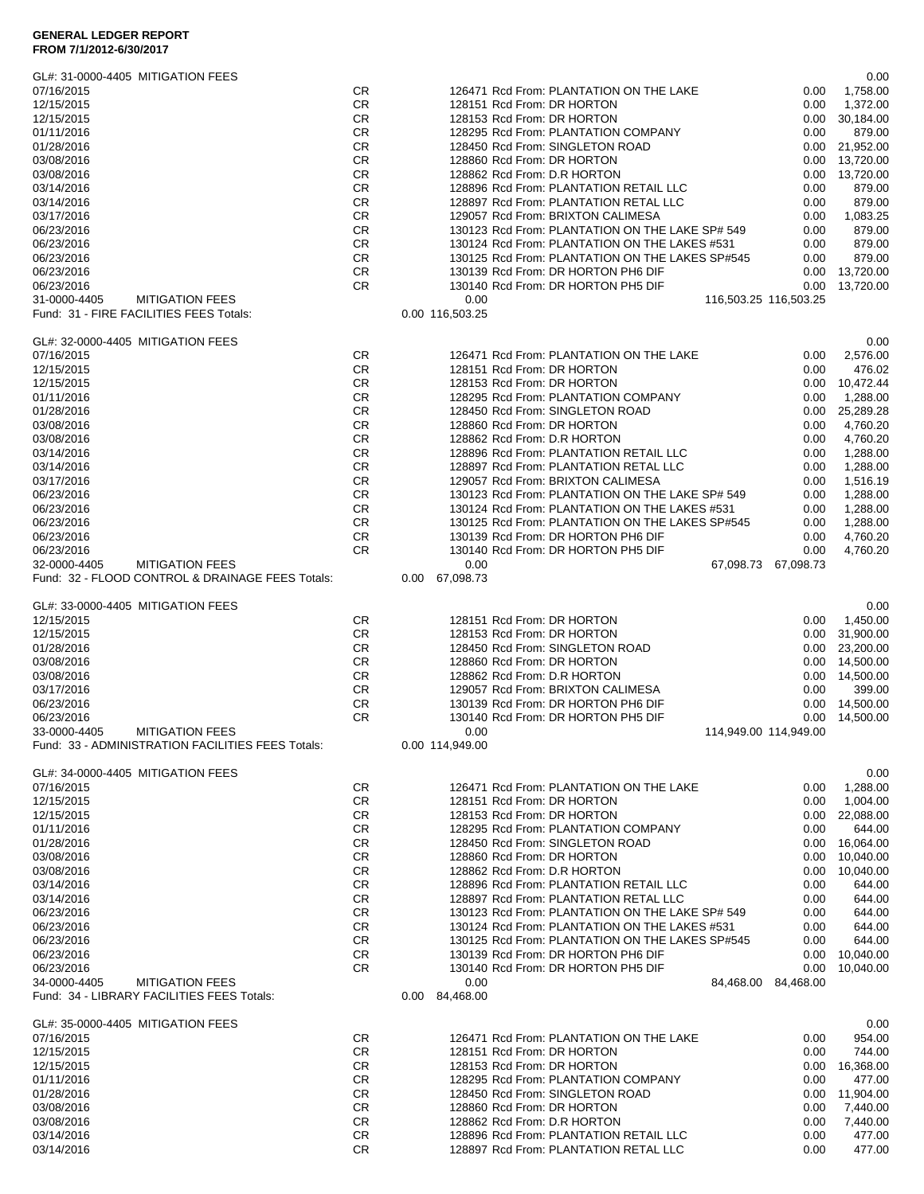**GENERAL LEDGER REPORT**
**FROM 7/1/2012-6/30/2017**

| | | | | | |
|---|---|---|---|---|---|
| GL#: 31-0000-4405 MITIGATION FEES | | | | | 0.00 |
| 07/16/2015 | CR | | 126471 Rcd From: PLANTATION ON THE LAKE | 0.00 | 1,758.00 |
| 12/15/2015 | CR | | 128151 Rcd From: DR HORTON | 0.00 | 1,372.00 |
| 12/15/2015 | CR | | 128153 Rcd From: DR HORTON | 0.00 | 30,184.00 |
| 01/11/2016 | CR | | 128295 Rcd From: PLANTATION COMPANY | 0.00 | 879.00 |
| 01/28/2016 | CR | | 128450 Rcd From: SINGLETON ROAD | 0.00 | 21,952.00 |
| 03/08/2016 | CR | | 128860 Rcd From: DR HORTON | 0.00 | 13,720.00 |
| 03/08/2016 | CR | | 128862 Rcd From: D.R HORTON | 0.00 | 13,720.00 |
| 03/14/2016 | CR | | 128896 Rcd From: PLANTATION RETAIL LLC | 0.00 | 879.00 |
| 03/14/2016 | CR | | 128897 Rcd From: PLANTATION RETAL LLC | 0.00 | 879.00 |
| 03/17/2016 | CR | | 129057 Rcd From: BRIXTON CALIMESA | 0.00 | 1,083.25 |
| 06/23/2016 | CR | | 130123 Rcd From: PLANTATION ON THE LAKE SP# 549 | 0.00 | 879.00 |
| 06/23/2016 | CR | | 130124 Rcd From: PLANTATION ON THE LAKES #531 | 0.00 | 879.00 |
| 06/23/2016 | CR | | 130125 Rcd From: PLANTATION ON THE LAKES SP#545 | 0.00 | 879.00 |
| 06/23/2016 | CR | | 130139 Rcd From: DR HORTON PH6 DIF | 0.00 | 13,720.00 |
| 06/23/2016 | CR | | 130140 Rcd From: DR HORTON PH5 DIF | 0.00 | 13,720.00 |
| 31-0000-4405 MITIGATION FEES | | 0.00 | | 116,503.25 | 116,503.25 |
| Fund: 31 - FIRE FACILITIES FEES Totals: | | 0.00 116,503.25 | | | |
| GL#: 32-0000-4405 MITIGATION FEES | | | | | 0.00 |
| 07/16/2015 | CR | | 126471 Rcd From: PLANTATION ON THE LAKE | 0.00 | 2,576.00 |
| 12/15/2015 | CR | | 128151 Rcd From: DR HORTON | 0.00 | 476.02 |
| 12/15/2015 | CR | | 128153 Rcd From: DR HORTON | 0.00 | 10,472.44 |
| 01/11/2016 | CR | | 128295 Rcd From: PLANTATION COMPANY | 0.00 | 1,288.00 |
| 01/28/2016 | CR | | 128450 Rcd From: SINGLETON ROAD | 0.00 | 25,289.28 |
| 03/08/2016 | CR | | 128860 Rcd From: DR HORTON | 0.00 | 4,760.20 |
| 03/08/2016 | CR | | 128862 Rcd From: D.R HORTON | 0.00 | 4,760.20 |
| 03/14/2016 | CR | | 128896 Rcd From: PLANTATION RETAIL LLC | 0.00 | 1,288.00 |
| 03/14/2016 | CR | | 128897 Rcd From: PLANTATION RETAL LLC | 0.00 | 1,288.00 |
| 03/17/2016 | CR | | 129057 Rcd From: BRIXTON CALIMESA | 0.00 | 1,516.19 |
| 06/23/2016 | CR | | 130123 Rcd From: PLANTATION ON THE LAKE SP# 549 | 0.00 | 1,288.00 |
| 06/23/2016 | CR | | 130124 Rcd From: PLANTATION ON THE LAKES #531 | 0.00 | 1,288.00 |
| 06/23/2016 | CR | | 130125 Rcd From: PLANTATION ON THE LAKES SP#545 | 0.00 | 1,288.00 |
| 06/23/2016 | CR | | 130139 Rcd From: DR HORTON PH6 DIF | 0.00 | 4,760.20 |
| 06/23/2016 | CR | | 130140 Rcd From: DR HORTON PH5 DIF | 0.00 | 4,760.20 |
| 32-0000-4405 MITIGATION FEES | | 0.00 | | 67,098.73 | 67,098.73 |
| Fund: 32 - FLOOD CONTROL & DRAINAGE FEES Totals: | | 0.00 67,098.73 | | | |
| GL#: 33-0000-4405 MITIGATION FEES | | | | | 0.00 |
| 12/15/2015 | CR | | 128151 Rcd From: DR HORTON | 0.00 | 1,450.00 |
| 12/15/2015 | CR | | 128153 Rcd From: DR HORTON | 0.00 | 31,900.00 |
| 01/28/2016 | CR | | 128450 Rcd From: SINGLETON ROAD | 0.00 | 23,200.00 |
| 03/08/2016 | CR | | 128860 Rcd From: DR HORTON | 0.00 | 14,500.00 |
| 03/08/2016 | CR | | 128862 Rcd From: D.R HORTON | 0.00 | 14,500.00 |
| 03/17/2016 | CR | | 129057 Rcd From: BRIXTON CALIMESA | 0.00 | 399.00 |
| 06/23/2016 | CR | | 130139 Rcd From: DR HORTON PH6 DIF | 0.00 | 14,500.00 |
| 06/23/2016 | CR | | 130140 Rcd From: DR HORTON PH5 DIF | 0.00 | 14,500.00 |
| 33-0000-4405 MITIGATION FEES | | 0.00 | | 114,949.00 | 114,949.00 |
| Fund: 33 - ADMINISTRATION FACILITIES FEES Totals: | | 0.00 114,949.00 | | | |
| GL#: 34-0000-4405 MITIGATION FEES | | | | | 0.00 |
| 07/16/2015 | CR | | 126471 Rcd From: PLANTATION ON THE LAKE | 0.00 | 1,288.00 |
| 12/15/2015 | CR | | 128151 Rcd From: DR HORTON | 0.00 | 1,004.00 |
| 12/15/2015 | CR | | 128153 Rcd From: DR HORTON | 0.00 | 22,088.00 |
| 01/11/2016 | CR | | 128295 Rcd From: PLANTATION COMPANY | 0.00 | 644.00 |
| 01/28/2016 | CR | | 128450 Rcd From: SINGLETON ROAD | 0.00 | 16,064.00 |
| 03/08/2016 | CR | | 128860 Rcd From: DR HORTON | 0.00 | 10,040.00 |
| 03/08/2016 | CR | | 128862 Rcd From: D.R HORTON | 0.00 | 10,040.00 |
| 03/14/2016 | CR | | 128896 Rcd From: PLANTATION RETAIL LLC | 0.00 | 644.00 |
| 03/14/2016 | CR | | 128897 Rcd From: PLANTATION RETAL LLC | 0.00 | 644.00 |
| 06/23/2016 | CR | | 130123 Rcd From: PLANTATION ON THE LAKE SP# 549 | 0.00 | 644.00 |
| 06/23/2016 | CR | | 130124 Rcd From: PLANTATION ON THE LAKES #531 | 0.00 | 644.00 |
| 06/23/2016 | CR | | 130125 Rcd From: PLANTATION ON THE LAKES SP#545 | 0.00 | 644.00 |
| 06/23/2016 | CR | | 130139 Rcd From: DR HORTON PH6 DIF | 0.00 | 10,040.00 |
| 06/23/2016 | CR | | 130140 Rcd From: DR HORTON PH5 DIF | 0.00 | 10,040.00 |
| 34-0000-4405 MITIGATION FEES | | 0.00 | | 84,468.00 | 84,468.00 |
| Fund: 34 - LIBRARY FACILITIES FEES Totals: | | 0.00 84,468.00 | | | |
| GL#: 35-0000-4405 MITIGATION FEES | | | | | 0.00 |
| 07/16/2015 | CR | | 126471 Rcd From: PLANTATION ON THE LAKE | 0.00 | 954.00 |
| 12/15/2015 | CR | | 128151 Rcd From: DR HORTON | 0.00 | 744.00 |
| 12/15/2015 | CR | | 128153 Rcd From: DR HORTON | 0.00 | 16,368.00 |
| 01/11/2016 | CR | | 128295 Rcd From: PLANTATION COMPANY | 0.00 | 477.00 |
| 01/28/2016 | CR | | 128450 Rcd From: SINGLETON ROAD | 0.00 | 11,904.00 |
| 03/08/2016 | CR | | 128860 Rcd From: DR HORTON | 0.00 | 7,440.00 |
| 03/08/2016 | CR | | 128862 Rcd From: D.R HORTON | 0.00 | 7,440.00 |
| 03/14/2016 | CR | | 128896 Rcd From: PLANTATION RETAIL LLC | 0.00 | 477.00 |
| 03/14/2016 | CR | | 128897 Rcd From: PLANTATION RETAL LLC | 0.00 | 477.00 |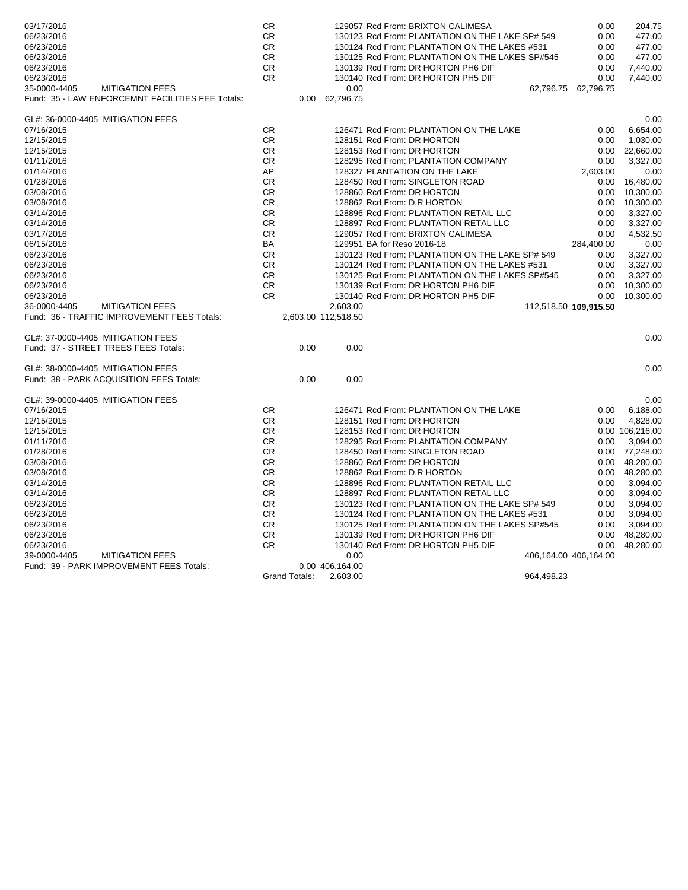| Date | Type | | | Reference / Description | Debit | Credit |
|---|---|---|---|---|---|---|
| 03/17/2016 | CR | | | 129057 Rcd From: BRIXTON CALIMESA | 0.00 | 204.75 |
| 06/23/2016 | CR | | | 130123 Rcd From: PLANTATION ON THE LAKE SP# 549 | 0.00 | 477.00 |
| 06/23/2016 | CR | | | 130124 Rcd From: PLANTATION ON THE LAKES #531 | 0.00 | 477.00 |
| 06/23/2016 | CR | | | 130125 Rcd From: PLANTATION ON THE LAKES SP#545 | 0.00 | 477.00 |
| 06/23/2016 | CR | | | 130139 Rcd From: DR HORTON PH6 DIF | 0.00 | 7,440.00 |
| 06/23/2016 | CR | | | 130140 Rcd From: DR HORTON PH5 DIF | 0.00 | 7,440.00 |
| 35-0000-4405 MITIGATION FEES | | | 0.00 | 62,796.75 | 62,796.75 | |
| Fund: 35 - LAW ENFORCEMNT FACILITIES FEE Totals: | | 0.00 | 62,796.75 | | | |
| | | | | | | |
| GL#: 36-0000-4405 MITIGATION FEES | | | | | | 0.00 |
| 07/16/2015 | CR | | | 126471 Rcd From: PLANTATION ON THE LAKE | 0.00 | 6,654.00 |
| 12/15/2015 | CR | | | 128151 Rcd From: DR HORTON | 0.00 | 1,030.00 |
| 12/15/2015 | CR | | | 128153 Rcd From: DR HORTON | 0.00 | 22,660.00 |
| 01/11/2016 | CR | | | 128295 Rcd From: PLANTATION COMPANY | 0.00 | 3,327.00 |
| 01/14/2016 | AP | | | 128327 PLANTATION ON THE LAKE | 2,603.00 | 0.00 |
| 01/28/2016 | CR | | | 128450 Rcd From: SINGLETON ROAD | 0.00 | 16,480.00 |
| 03/08/2016 | CR | | | 128860 Rcd From: DR HORTON | 0.00 | 10,300.00 |
| 03/08/2016 | CR | | | 128862 Rcd From: D.R HORTON | 0.00 | 10,300.00 |
| 03/14/2016 | CR | | | 128896 Rcd From: PLANTATION RETAIL LLC | 0.00 | 3,327.00 |
| 03/14/2016 | CR | | | 128897 Rcd From: PLANTATION RETAL LLC | 0.00 | 3,327.00 |
| 03/17/2016 | CR | | | 129057 Rcd From: BRIXTON CALIMESA | 0.00 | 4,532.50 |
| 06/15/2016 | BA | | | 129951 BA for Reso 2016-18 | 284,400.00 | 0.00 |
| 06/23/2016 | CR | | | 130123 Rcd From: PLANTATION ON THE LAKE SP# 549 | 0.00 | 3,327.00 |
| 06/23/2016 | CR | | | 130124 Rcd From: PLANTATION ON THE LAKES #531 | 0.00 | 3,327.00 |
| 06/23/2016 | CR | | | 130125 Rcd From: PLANTATION ON THE LAKES SP#545 | 0.00 | 3,327.00 |
| 06/23/2016 | CR | | | 130139 Rcd From: DR HORTON PH6 DIF | 0.00 | 10,300.00 |
| 06/23/2016 | CR | | | 130140 Rcd From: DR HORTON PH5 DIF | 0.00 | 10,300.00 |
| 36-0000-4405 MITIGATION FEES | | | 2,603.00 | 112,518.50 | **109,915.50** | |
| Fund: 36 - TRAFFIC IMPROVEMENT FEES Totals: | | 2,603.00 | 112,518.50 | | | |
| | | | | | | |
| GL#: 37-0000-4405 MITIGATION FEES | | | | | | 0.00 |
| Fund: 37 - STREET TREES FEES Totals: | | 0.00 | 0.00 | | | |
| | | | | | | |
| GL#: 38-0000-4405 MITIGATION FEES | | | | | | 0.00 |
| Fund: 38 - PARK ACQUISITION FEES Totals: | | 0.00 | 0.00 | | | |
| | | | | | | |
| GL#: 39-0000-4405 MITIGATION FEES | | | | | | 0.00 |
| 07/16/2015 | CR | | | 126471 Rcd From: PLANTATION ON THE LAKE | 0.00 | 6,188.00 |
| 12/15/2015 | CR | | | 128151 Rcd From: DR HORTON | 0.00 | 4,828.00 |
| 12/15/2015 | CR | | | 128153 Rcd From: DR HORTON | 0.00 | 106,216.00 |
| 01/11/2016 | CR | | | 128295 Rcd From: PLANTATION COMPANY | 0.00 | 3,094.00 |
| 01/28/2016 | CR | | | 128450 Rcd From: SINGLETON ROAD | 0.00 | 77,248.00 |
| 03/08/2016 | CR | | | 128860 Rcd From: DR HORTON | 0.00 | 48,280.00 |
| 03/08/2016 | CR | | | 128862 Rcd From: D.R HORTON | 0.00 | 48,280.00 |
| 03/14/2016 | CR | | | 128896 Rcd From: PLANTATION RETAIL LLC | 0.00 | 3,094.00 |
| 03/14/2016 | CR | | | 128897 Rcd From: PLANTATION RETAL LLC | 0.00 | 3,094.00 |
| 06/23/2016 | CR | | | 130123 Rcd From: PLANTATION ON THE LAKE SP# 549 | 0.00 | 3,094.00 |
| 06/23/2016 | CR | | | 130124 Rcd From: PLANTATION ON THE LAKES #531 | 0.00 | 3,094.00 |
| 06/23/2016 | CR | | | 130125 Rcd From: PLANTATION ON THE LAKES SP#545 | 0.00 | 3,094.00 |
| 06/23/2016 | CR | | | 130139 Rcd From: DR HORTON PH6 DIF | 0.00 | 48,280.00 |
| 06/23/2016 | CR | | | 130140 Rcd From: DR HORTON PH5 DIF | 0.00 | 48,280.00 |
| 39-0000-4405 MITIGATION FEES | | | 0.00 | 406,164.00 | 406,164.00 | |
| Fund: 39 - PARK IMPROVEMENT FEES Totals: | | 0.00 | 406,164.00 | | | |
| | Grand Totals: | | 2,603.00 | 964,498.23 | | |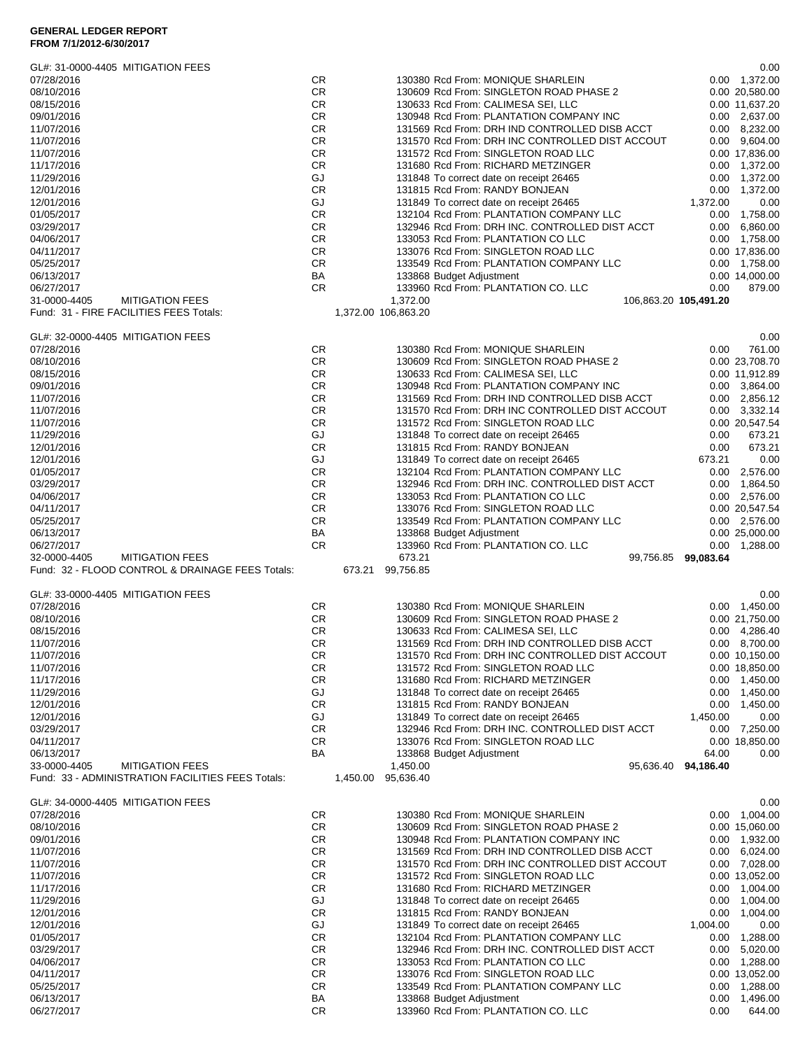**GENERAL LEDGER REPORT**
**FROM 7/1/2012-6/30/2017**

GL#: 31-0000-4405 MITIGATION FEES 0.00

| Date | Type | | Ref | Description | Debit | Credit |
|---|---|---|---|---|---|---|
| 07/28/2016 | CR | | 130380 | Rcd From: MONIQUE SHARLEIN | 0.00 | 1,372.00 |
| 08/10/2016 | CR | | 130609 | Rcd From: SINGLETON ROAD PHASE 2 | 0.00 | 20,580.00 |
| 08/15/2016 | CR | | 130633 | Rcd From: CALIMESA SEI, LLC | 0.00 | 11,637.20 |
| 09/01/2016 | CR | | 130948 | Rcd From: PLANTATION COMPANY INC | 0.00 | 2,637.00 |
| 11/07/2016 | CR | | 131569 | Rcd From: DRH IND CONTROLLED DISB ACCT | 0.00 | 8,232.00 |
| 11/07/2016 | CR | | 131570 | Rcd From: DRH INC CONTROLLED DIST ACCOUT | 0.00 | 9,604.00 |
| 11/07/2016 | CR | | 131572 | Rcd From: SINGLETON ROAD LLC | 0.00 | 17,836.00 |
| 11/17/2016 | CR | | 131680 | Rcd From: RICHARD METZINGER | 0.00 | 1,372.00 |
| 11/29/2016 | GJ | | 131848 | To correct date on receipt 26465 | 0.00 | 1,372.00 |
| 12/01/2016 | CR | | 131815 | Rcd From: RANDY BONJEAN | 0.00 | 1,372.00 |
| 12/01/2016 | GJ | | 131849 | To correct date on receipt 26465 | 1,372.00 | 0.00 |
| 01/05/2017 | CR | | 132104 | Rcd From: PLANTATION COMPANY LLC | 0.00 | 1,758.00 |
| 03/29/2017 | CR | | 132946 | Rcd From: DRH INC. CONTROLLED DIST ACCT | 0.00 | 6,860.00 |
| 04/06/2017 | CR | | 133053 | Rcd From: PLANTATION CO LLC | 0.00 | 1,758.00 |
| 04/11/2017 | CR | | 133076 | Rcd From: SINGLETON ROAD LLC | 0.00 | 17,836.00 |
| 05/25/2017 | CR | | 133549 | Rcd From: PLANTATION COMPANY LLC | 0.00 | 1,758.00 |
| 06/13/2017 | BA | | 133868 | Budget Adjustment | 0.00 | 14,000.00 |
| 06/27/2017 | CR | | 133960 | Rcd From: PLANTATION CO. LLC | 0.00 | 879.00 |
| 31-0000-4405 | MITIGATION FEES | 1,372.00 | | | 106,863.20 | **105,491.20** |
| Fund: 31 - FIRE FACILITIES FEES Totals: | | 1,372.00 | 106,863.20 | | | |

GL#: 32-0000-4405 MITIGATION FEES 0.00

| Date | Type | | Ref | Description | Debit | Credit |
|---|---|---|---|---|---|---|
| 07/28/2016 | CR | | 130380 | Rcd From: MONIQUE SHARLEIN | 0.00 | 761.00 |
| 08/10/2016 | CR | | 130609 | Rcd From: SINGLETON ROAD PHASE 2 | 0.00 | 23,708.70 |
| 08/15/2016 | CR | | 130633 | Rcd From: CALIMESA SEI, LLC | 0.00 | 11,912.89 |
| 09/01/2016 | CR | | 130948 | Rcd From: PLANTATION COMPANY INC | 0.00 | 3,864.00 |
| 11/07/2016 | CR | | 131569 | Rcd From: DRH IND CONTROLLED DISB ACCT | 0.00 | 2,856.12 |
| 11/07/2016 | CR | | 131570 | Rcd From: DRH INC CONTROLLED DIST ACCOUT | 0.00 | 3,332.14 |
| 11/07/2016 | CR | | 131572 | Rcd From: SINGLETON ROAD LLC | 0.00 | 20,547.54 |
| 11/29/2016 | GJ | | 131848 | To correct date on receipt 26465 | 0.00 | 673.21 |
| 12/01/2016 | CR | | 131815 | Rcd From: RANDY BONJEAN | 0.00 | 673.21 |
| 12/01/2016 | GJ | | 131849 | To correct date on receipt 26465 | 673.21 | 0.00 |
| 01/05/2017 | CR | | 132104 | Rcd From: PLANTATION COMPANY LLC | 0.00 | 2,576.00 |
| 03/29/2017 | CR | | 132946 | Rcd From: DRH INC. CONTROLLED DIST ACCT | 0.00 | 1,864.50 |
| 04/06/2017 | CR | | 133053 | Rcd From: PLANTATION CO LLC | 0.00 | 2,576.00 |
| 04/11/2017 | CR | | 133076 | Rcd From: SINGLETON ROAD LLC | 0.00 | 20,547.54 |
| 05/25/2017 | CR | | 133549 | Rcd From: PLANTATION COMPANY LLC | 0.00 | 2,576.00 |
| 06/13/2017 | BA | | 133868 | Budget Adjustment | 0.00 | 25,000.00 |
| 06/27/2017 | CR | | 133960 | Rcd From: PLANTATION CO. LLC | 0.00 | 1,288.00 |
| 32-0000-4405 | MITIGATION FEES | 673.21 | | | 99,756.85 | **99,083.64** |
| Fund: 32 - FLOOD CONTROL & DRAINAGE FEES Totals: | | 673.21 | 99,756.85 | | | |

GL#: 33-0000-4405 MITIGATION FEES 0.00

| Date | Type | | Ref | Description | Debit | Credit |
|---|---|---|---|---|---|---|
| 07/28/2016 | CR | | 130380 | Rcd From: MONIQUE SHARLEIN | 0.00 | 1,450.00 |
| 08/10/2016 | CR | | 130609 | Rcd From: SINGLETON ROAD PHASE 2 | 0.00 | 21,750.00 |
| 08/15/2016 | CR | | 130633 | Rcd From: CALIMESA SEI, LLC | 0.00 | 4,286.40 |
| 11/07/2016 | CR | | 131569 | Rcd From: DRH IND CONTROLLED DISB ACCT | 0.00 | 8,700.00 |
| 11/07/2016 | CR | | 131570 | Rcd From: DRH INC CONTROLLED DIST ACCOUT | 0.00 | 10,150.00 |
| 11/07/2016 | CR | | 131572 | Rcd From: SINGLETON ROAD LLC | 0.00 | 18,850.00 |
| 11/17/2016 | CR | | 131680 | Rcd From: RICHARD METZINGER | 0.00 | 1,450.00 |
| 11/29/2016 | GJ | | 131848 | To correct date on receipt 26465 | 0.00 | 1,450.00 |
| 12/01/2016 | CR | | 131815 | Rcd From: RANDY BONJEAN | 0.00 | 1,450.00 |
| 12/01/2016 | GJ | | 131849 | To correct date on receipt 26465 | 1,450.00 | 0.00 |
| 03/29/2017 | CR | | 132946 | Rcd From: DRH INC. CONTROLLED DIST ACCT | 0.00 | 7,250.00 |
| 04/11/2017 | CR | | 133076 | Rcd From: SINGLETON ROAD LLC | 0.00 | 18,850.00 |
| 06/13/2017 | BA | | 133868 | Budget Adjustment | 64.00 | 0.00 |
| 33-0000-4405 | MITIGATION FEES | 1,450.00 | | | 95,636.40 | **94,186.40** |
| Fund: 33 - ADMINISTRATION FACILITIES FEES Totals: | | 1,450.00 | 95,636.40 | | | |

GL#: 34-0000-4405 MITIGATION FEES 0.00

| Date | Type | | Ref | Description | Debit | Credit |
|---|---|---|---|---|---|---|
| 07/28/2016 | CR | | 130380 | Rcd From: MONIQUE SHARLEIN | 0.00 | 1,004.00 |
| 08/10/2016 | CR | | 130609 | Rcd From: SINGLETON ROAD PHASE 2 | 0.00 | 15,060.00 |
| 09/01/2016 | CR | | 130948 | Rcd From: PLANTATION COMPANY INC | 0.00 | 1,932.00 |
| 11/07/2016 | CR | | 131569 | Rcd From: DRH IND CONTROLLED DISB ACCT | 0.00 | 6,024.00 |
| 11/07/2016 | CR | | 131570 | Rcd From: DRH INC CONTROLLED DIST ACCOUT | 0.00 | 7,028.00 |
| 11/07/2016 | CR | | 131572 | Rcd From: SINGLETON ROAD LLC | 0.00 | 13,052.00 |
| 11/17/2016 | CR | | 131680 | Rcd From: RICHARD METZINGER | 0.00 | 1,004.00 |
| 11/29/2016 | GJ | | 131848 | To correct date on receipt 26465 | 0.00 | 1,004.00 |
| 12/01/2016 | CR | | 131815 | Rcd From: RANDY BONJEAN | 0.00 | 1,004.00 |
| 12/01/2016 | GJ | | 131849 | To correct date on receipt 26465 | 1,004.00 | 0.00 |
| 01/05/2017 | CR | | 132104 | Rcd From: PLANTATION COMPANY LLC | 0.00 | 1,288.00 |
| 03/29/2017 | CR | | 132946 | Rcd From: DRH INC. CONTROLLED DIST ACCT | 0.00 | 5,020.00 |
| 04/06/2017 | CR | | 133053 | Rcd From: PLANTATION CO LLC | 0.00 | 1,288.00 |
| 04/11/2017 | CR | | 133076 | Rcd From: SINGLETON ROAD LLC | 0.00 | 13,052.00 |
| 05/25/2017 | CR | | 133549 | Rcd From: PLANTATION COMPANY LLC | 0.00 | 1,288.00 |
| 06/13/2017 | BA | | 133868 | Budget Adjustment | 0.00 | 1,496.00 |
| 06/27/2017 | CR | | 133960 | Rcd From: PLANTATION CO. LLC | 0.00 | 644.00 |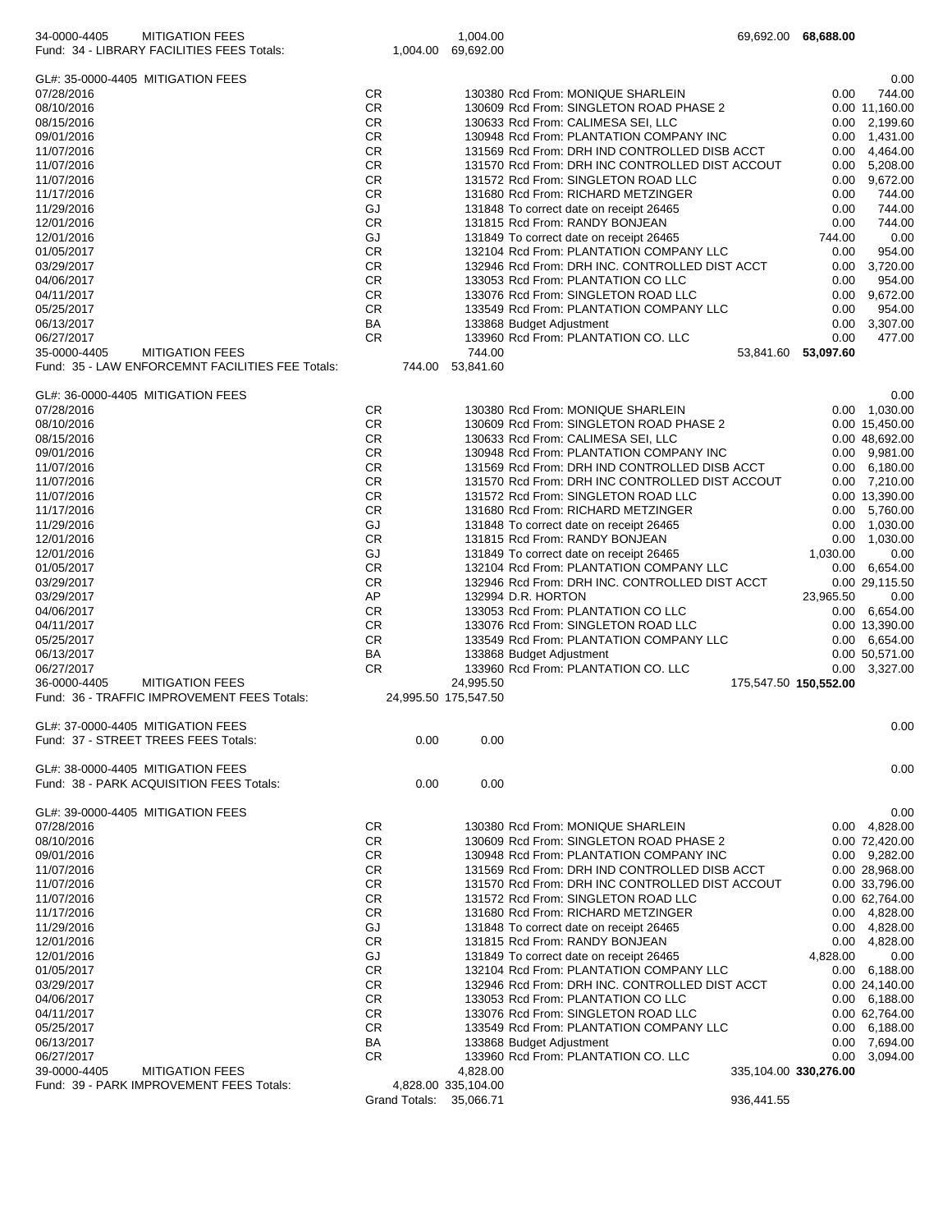| | | | | | |
|---|---|---|---|---|---|
| 34-0000-4405 MITIGATION FEES | | 1,004.00 | | 69,692.00 | **68,688.00** |
| Fund: 34 - LIBRARY FACILITIES FEES Totals: | | 1,004.00 69,692.00 | | | |

| | | | | | |
|---|---|---|---|---|---|
| GL#: 35-0000-4405 MITIGATION FEES | | | | | 0.00 |
| 07/28/2016 | CR | 130380 Rcd From: MONIQUE SHARLEIN | | 0.00 | 744.00 |
| 08/10/2016 | CR | 130609 Rcd From: SINGLETON ROAD PHASE 2 | | 0.00 | 11,160.00 |
| 08/15/2016 | CR | 130633 Rcd From: CALIMESA SEI, LLC | | 0.00 | 2,199.60 |
| 09/01/2016 | CR | 130948 Rcd From: PLANTATION COMPANY INC | | 0.00 | 1,431.00 |
| 11/07/2016 | CR | 131569 Rcd From: DRH IND CONTROLLED DISB ACCT | | 0.00 | 4,464.00 |
| 11/07/2016 | CR | 131570 Rcd From: DRH INC CONTROLLED DIST ACCOUT | | 0.00 | 5,208.00 |
| 11/07/2016 | CR | 131572 Rcd From: SINGLETON ROAD LLC | | 0.00 | 9,672.00 |
| 11/17/2016 | CR | 131680 Rcd From: RICHARD METZINGER | | 0.00 | 744.00 |
| 11/29/2016 | GJ | 131848 To correct date on receipt 26465 | | 0.00 | 744.00 |
| 12/01/2016 | CR | 131815 Rcd From: RANDY BONJEAN | | 0.00 | 744.00 |
| 12/01/2016 | GJ | 131849 To correct date on receipt 26465 | | 744.00 | 0.00 |
| 01/05/2017 | CR | 132104 Rcd From: PLANTATION COMPANY LLC | | 0.00 | 954.00 |
| 03/29/2017 | CR | 132946 Rcd From: DRH INC. CONTROLLED DIST ACCT | | 0.00 | 3,720.00 |
| 04/06/2017 | CR | 133053 Rcd From: PLANTATION CO LLC | | 0.00 | 954.00 |
| 04/11/2017 | CR | 133076 Rcd From: SINGLETON ROAD LLC | | 0.00 | 9,672.00 |
| 05/25/2017 | CR | 133549 Rcd From: PLANTATION COMPANY LLC | | 0.00 | 954.00 |
| 06/13/2017 | BA | 133868 Budget Adjustment | | 0.00 | 3,307.00 |
| 06/27/2017 | CR | 133960 Rcd From: PLANTATION CO. LLC | | 0.00 | 477.00 |
| 35-0000-4405 MITIGATION FEES | | 744.00 | 53,841.60 | **53,097.60** | |
| Fund: 35 - LAW ENFORCEMNT FACILITIES FEE Totals: | | 744.00 53,841.60 | | | |

| | | | | | |
|---|---|---|---|---|---|
| GL#: 36-0000-4405 MITIGATION FEES | | | | | 0.00 |
| 07/28/2016 | CR | 130380 Rcd From: MONIQUE SHARLEIN | | 0.00 | 1,030.00 |
| 08/10/2016 | CR | 130609 Rcd From: SINGLETON ROAD PHASE 2 | | 0.00 | 15,450.00 |
| 08/15/2016 | CR | 130633 Rcd From: CALIMESA SEI, LLC | | 0.00 | 48,692.00 |
| 09/01/2016 | CR | 130948 Rcd From: PLANTATION COMPANY INC | | 0.00 | 9,981.00 |
| 11/07/2016 | CR | 131569 Rcd From: DRH IND CONTROLLED DISB ACCT | | 0.00 | 6,180.00 |
| 11/07/2016 | CR | 131570 Rcd From: DRH INC CONTROLLED DIST ACCOUT | | 0.00 | 7,210.00 |
| 11/07/2016 | CR | 131572 Rcd From: SINGLETON ROAD LLC | | 0.00 | 13,390.00 |
| 11/17/2016 | CR | 131680 Rcd From: RICHARD METZINGER | | 0.00 | 5,760.00 |
| 11/29/2016 | GJ | 131848 To correct date on receipt 26465 | | 0.00 | 1,030.00 |
| 12/01/2016 | CR | 131815 Rcd From: RANDY BONJEAN | | 0.00 | 1,030.00 |
| 12/01/2016 | GJ | 131849 To correct date on receipt 26465 | | 1,030.00 | 0.00 |
| 01/05/2017 | CR | 132104 Rcd From: PLANTATION COMPANY LLC | | 0.00 | 6,654.00 |
| 03/29/2017 | CR | 132946 Rcd From: DRH INC. CONTROLLED DIST ACCT | | 0.00 | 29,115.50 |
| 03/29/2017 | AP | 132994 D.R. HORTON | | 23,965.50 | 0.00 |
| 04/06/2017 | CR | 133053 Rcd From: PLANTATION CO LLC | | 0.00 | 6,654.00 |
| 04/11/2017 | CR | 133076 Rcd From: SINGLETON ROAD LLC | | 0.00 | 13,390.00 |
| 05/25/2017 | CR | 133549 Rcd From: PLANTATION COMPANY LLC | | 0.00 | 6,654.00 |
| 06/13/2017 | BA | 133868 Budget Adjustment | | 0.00 | 50,571.00 |
| 06/27/2017 | CR | 133960 Rcd From: PLANTATION CO. LLC | | 0.00 | 3,327.00 |
| 36-0000-4405 MITIGATION FEES | | 24,995.50 | 175,547.50 | **150,552.00** | |
| Fund: 36 - TRAFFIC IMPROVEMENT FEES Totals: | | 24,995.50 175,547.50 | | | |

| | | | |
|---|---|---|---|
| GL#: 37-0000-4405 MITIGATION FEES | | | 0.00 |
| Fund: 37 - STREET TREES FEES Totals: | 0.00 | 0.00 | |
| GL#: 38-0000-4405 MITIGATION FEES | | | 0.00 |
| Fund: 38 - PARK ACQUISITION FEES Totals: | 0.00 | 0.00 | |

| | | | | | |
|---|---|---|---|---|---|
| GL#: 39-0000-4405 MITIGATION FEES | | | | | 0.00 |
| 07/28/2016 | CR | 130380 Rcd From: MONIQUE SHARLEIN | | 0.00 | 4,828.00 |
| 08/10/2016 | CR | 130609 Rcd From: SINGLETON ROAD PHASE 2 | | 0.00 | 72,420.00 |
| 09/01/2016 | CR | 130948 Rcd From: PLANTATION COMPANY INC | | 0.00 | 9,282.00 |
| 11/07/2016 | CR | 131569 Rcd From: DRH IND CONTROLLED DISB ACCT | | 0.00 | 28,968.00 |
| 11/07/2016 | CR | 131570 Rcd From: DRH INC CONTROLLED DIST ACCOUT | | 0.00 | 33,796.00 |
| 11/07/2016 | CR | 131572 Rcd From: SINGLETON ROAD LLC | | 0.00 | 62,764.00 |
| 11/17/2016 | CR | 131680 Rcd From: RICHARD METZINGER | | 0.00 | 4,828.00 |
| 11/29/2016 | GJ | 131848 To correct date on receipt 26465 | | 0.00 | 4,828.00 |
| 12/01/2016 | CR | 131815 Rcd From: RANDY BONJEAN | | 0.00 | 4,828.00 |
| 12/01/2016 | GJ | 131849 To correct date on receipt 26465 | | 4,828.00 | 0.00 |
| 01/05/2017 | CR | 132104 Rcd From: PLANTATION COMPANY LLC | | 0.00 | 6,188.00 |
| 03/29/2017 | CR | 132946 Rcd From: DRH INC. CONTROLLED DIST ACCT | | 0.00 | 24,140.00 |
| 04/06/2017 | CR | 133053 Rcd From: PLANTATION CO LLC | | 0.00 | 6,188.00 |
| 04/11/2017 | CR | 133076 Rcd From: SINGLETON ROAD LLC | | 0.00 | 62,764.00 |
| 05/25/2017 | CR | 133549 Rcd From: PLANTATION COMPANY LLC | | 0.00 | 6,188.00 |
| 06/13/2017 | BA | 133868 Budget Adjustment | | 0.00 | 7,694.00 |
| 06/27/2017 | CR | 133960 Rcd From: PLANTATION CO. LLC | | 0.00 | 3,094.00 |
| 39-0000-4405 MITIGATION FEES | | 4,828.00 | 335,104.00 | **330,276.00** | |
| Fund: 39 - PARK IMPROVEMENT FEES Totals: | | 4,828.00 335,104.00 | | | |
| | Grand Totals: | 35,066.71 | 936,441.55 | | |